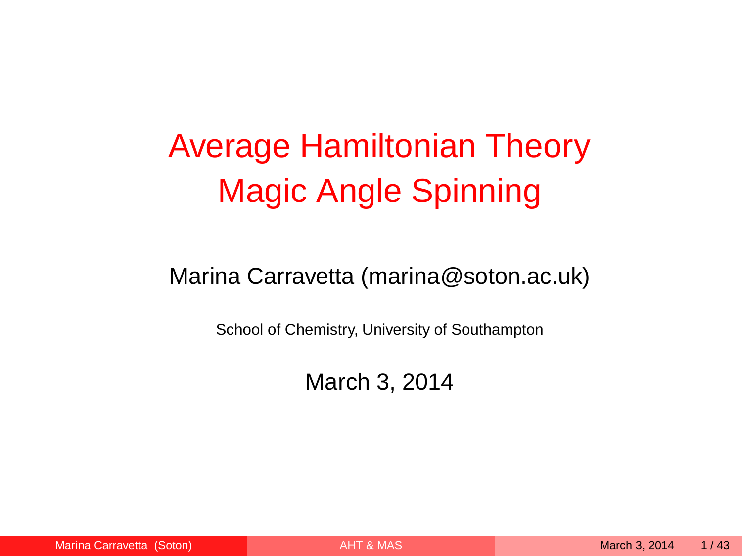# Average Hamiltonian Theory
# Magic Angle Spinning

Marina Carravetta (marina@soton.ac.uk)

School of Chemistry, University of Southampton

March 3, 2014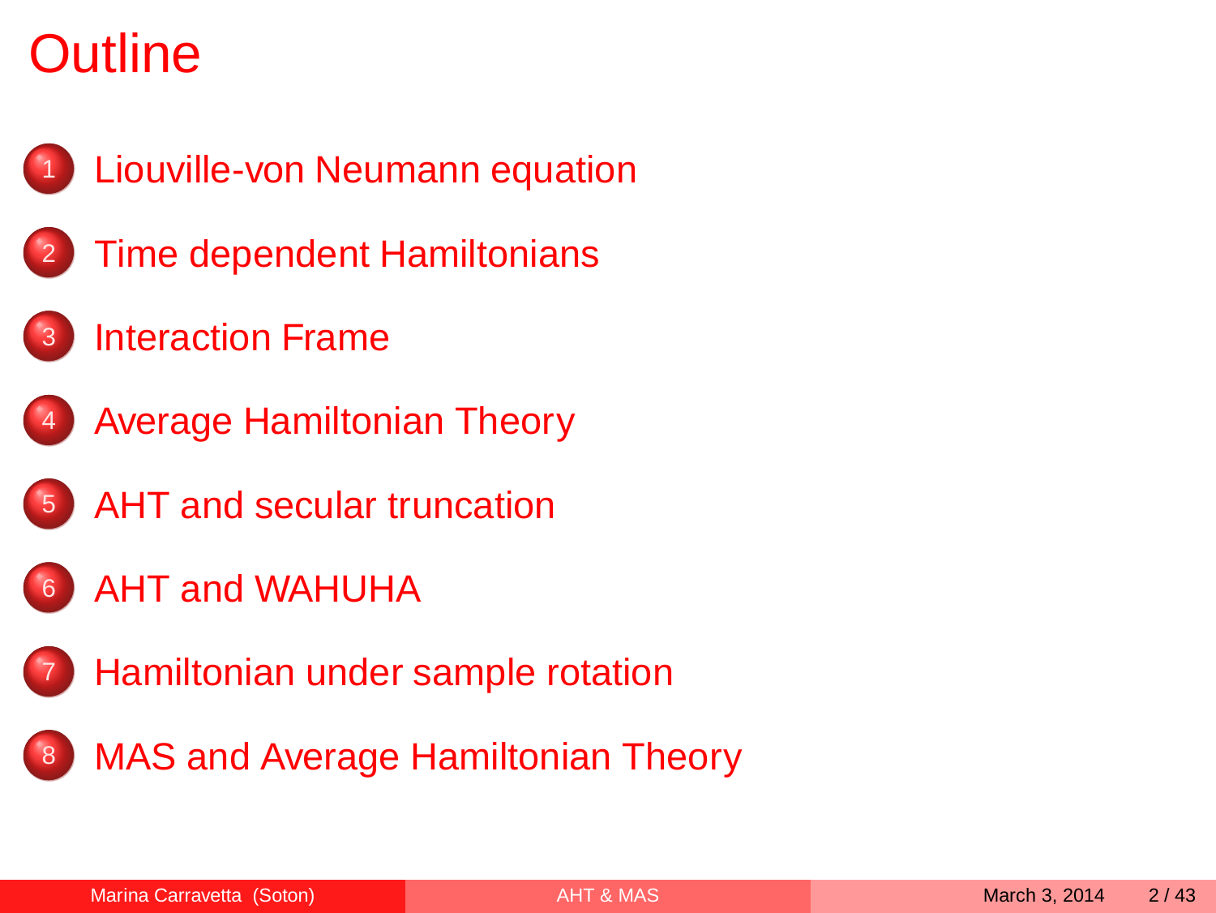# Outline

1. Liouville-von Neumann equation
2. Time dependent Hamiltonians
3. Interaction Frame
4. Average Hamiltonian Theory
5. AHT and secular truncation
6. AHT and WAHUHA
7. Hamiltonian under sample rotation
8. MAS and Average Hamiltonian Theory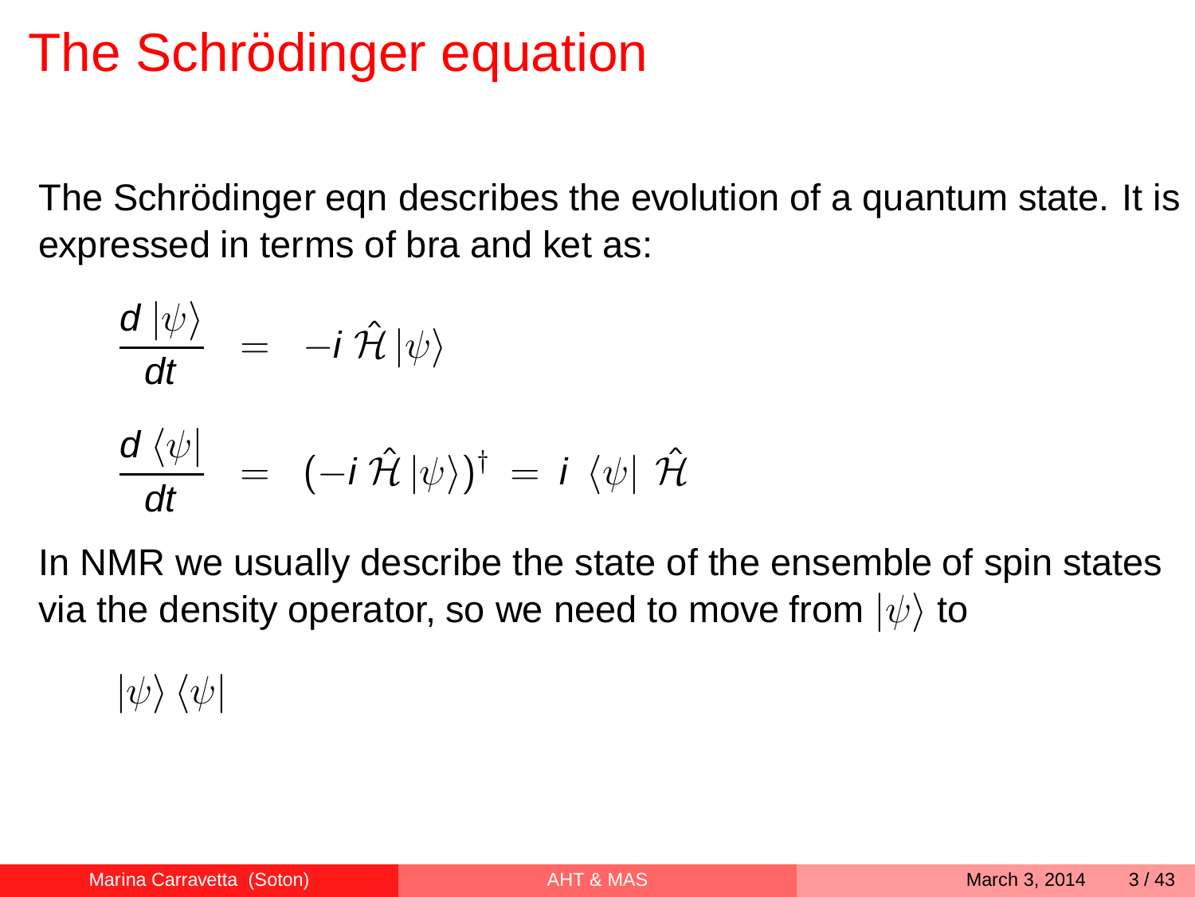# The Schrödinger equation

The Schrödinger eqn describes the evolution of a quantum state. It is expressed in terms of bra and ket as:

$$
\begin{aligned}
\frac{d\,|\psi\rangle}{dt} &= -i\,\hat{\mathcal{H}}\,|\psi\rangle \\
\frac{d\,\langle\psi|}{dt} &= (-i\,\hat{\mathcal{H}}\,|\psi\rangle)^{\dagger} = i\,\langle\psi|\,\hat{\mathcal{H}}
\end{aligned}
$$

In NMR we usually describe the state of the ensemble of spin states via the density operator, so we need to move from $|\psi\rangle$ to

$$|\psi\rangle\langle\psi|$$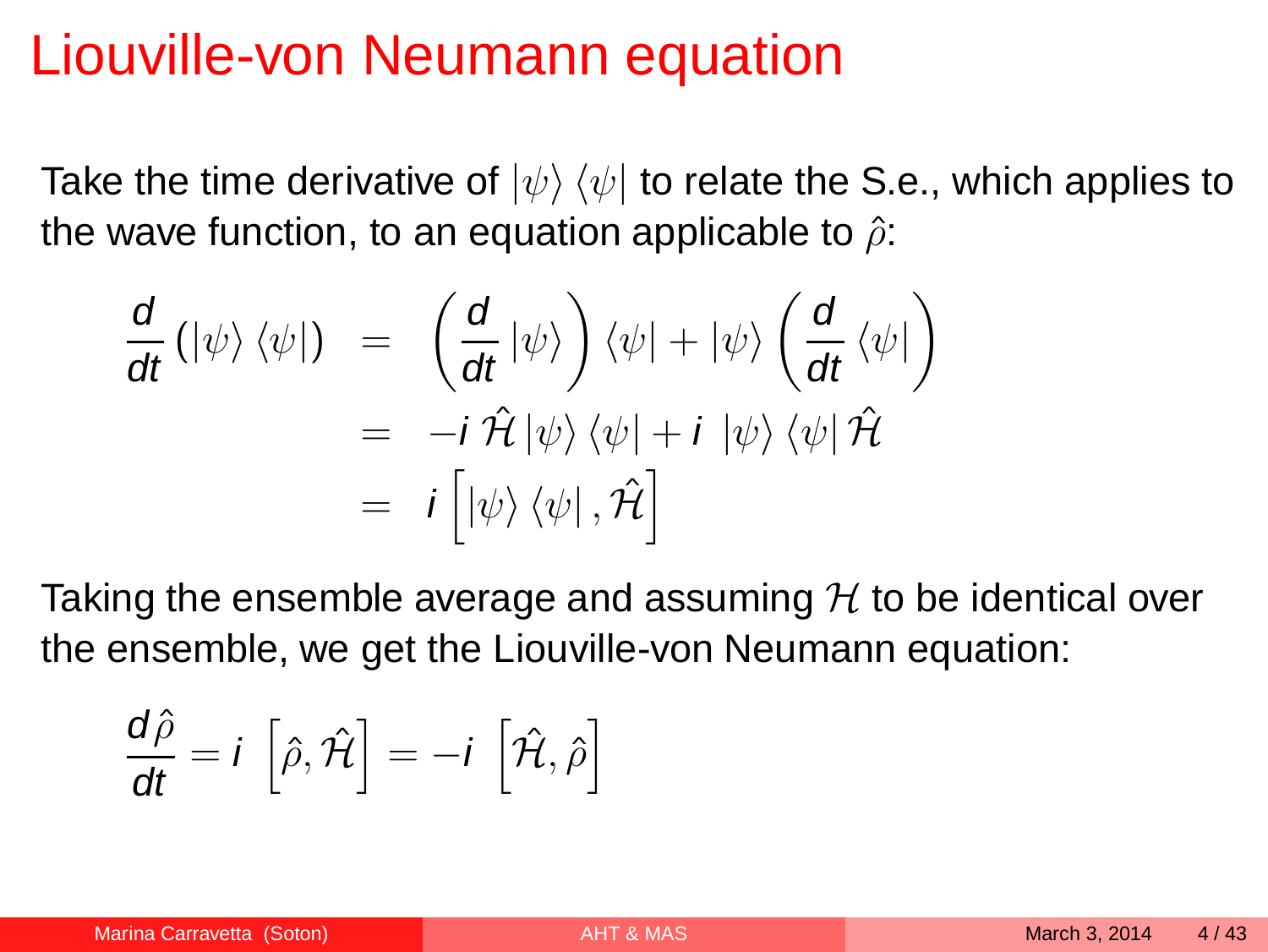# Liouville-von Neumann equation

Take the time derivative of $|\psi\rangle\langle\psi|$ to relate the S.e., which applies to the wave function, to an equation applicable to $\hat{\rho}$:

$$
\begin{aligned}
\frac{d}{dt}\left(|\psi\rangle\langle\psi|\right) &= \left(\frac{d}{dt}|\psi\rangle\right)\langle\psi| + |\psi\rangle\left(\frac{d}{dt}\langle\psi|\right) \\
&= -i\,\hat{\mathcal{H}}\,|\psi\rangle\langle\psi| + i\;|\psi\rangle\langle\psi|\,\hat{\mathcal{H}} \\
&= i\left[|\psi\rangle\langle\psi|, \hat{\mathcal{H}}\right]
\end{aligned}
$$

Taking the ensemble average and assuming $\mathcal{H}$ to be identical over the ensemble, we get the Liouville-von Neumann equation:

$$
\frac{d\hat{\rho}}{dt} = i\;\left[\hat{\rho}, \hat{\mathcal{H}}\right] = -i\;\left[\hat{\mathcal{H}}, \hat{\rho}\right]
$$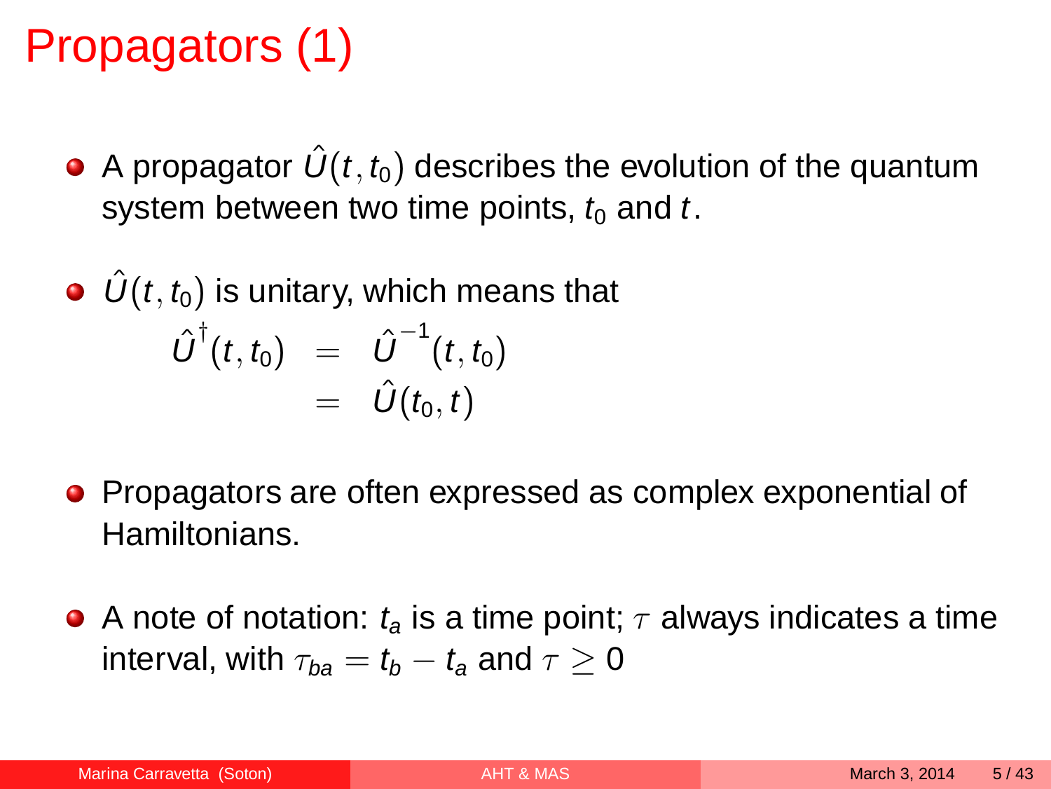# Propagators (1)

- A propagator $\hat{U}(t, t_0)$ describes the evolution of the quantum system between two time points, $t_0$ and $t$.

- $\hat{U}(t, t_0)$ is unitary, which means that

$$
\begin{aligned}
\hat{U}^{\dagger}(t, t_0) &= \hat{U}^{-1}(t, t_0) \\
&= \hat{U}(t_0, t)
\end{aligned}
$$

- Propagators are often expressed as complex exponential of Hamiltonians.

- A note of notation: $t_a$ is a time point; $\tau$ always indicates a time interval, with $\tau_{ba} = t_b - t_a$ and $\tau \geq 0$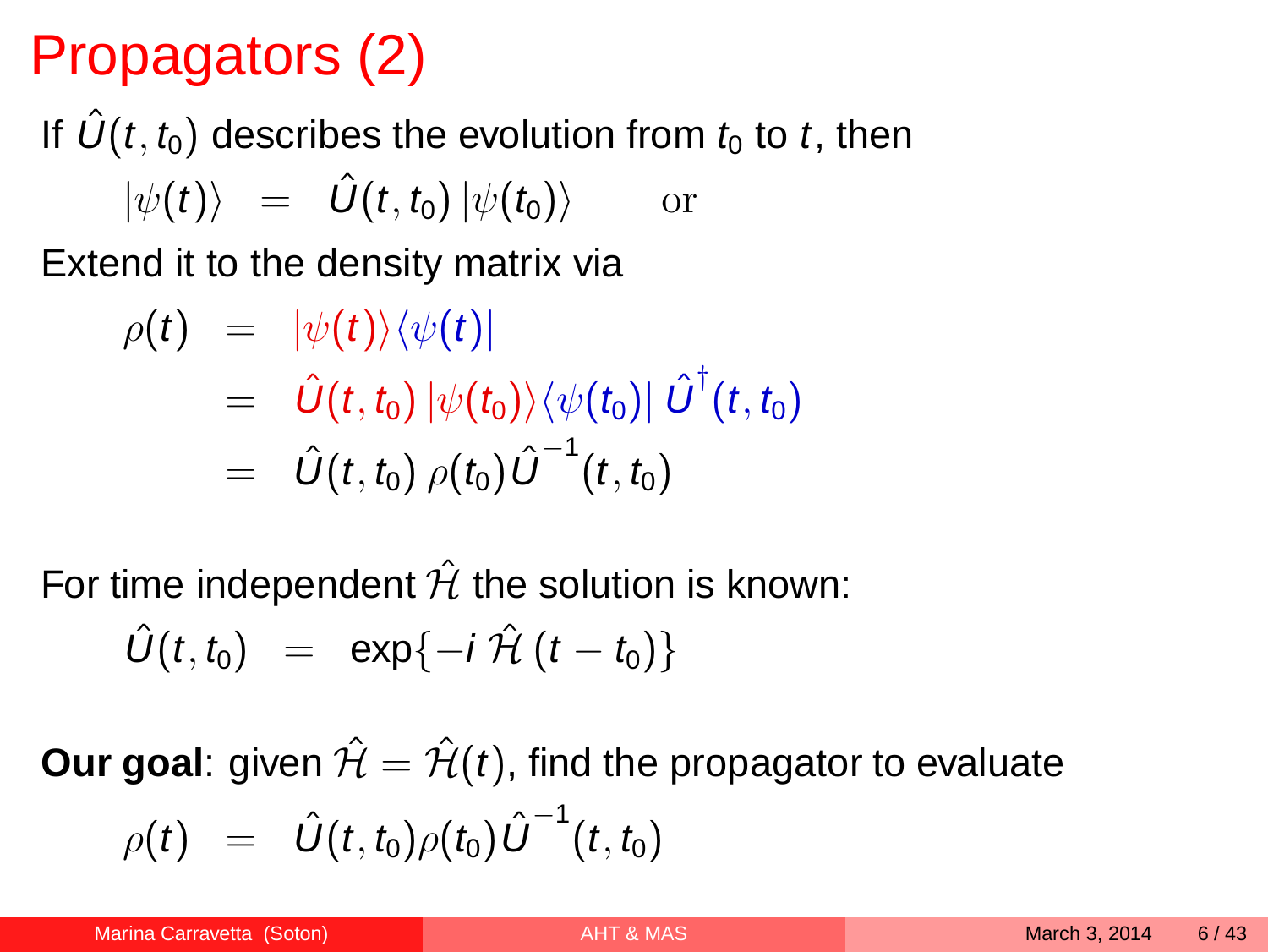# Propagators (2)

If $\hat{U}(t, t_0)$ describes the evolution from $t_0$ to $t$, then

$$|\psi(t)\rangle = \hat{U}(t, t_0)\,|\psi(t_0)\rangle \qquad \text{or}$$

Extend it to the density matrix via

$$\begin{aligned}
\rho(t) &= |\psi(t)\rangle\langle\psi(t)| \\
&= \hat{U}(t, t_0)\,|\psi(t_0)\rangle\langle\psi(t_0)|\,\hat{U}^{\dagger}(t, t_0) \\
&= \hat{U}(t, t_0)\,\rho(t_0)\hat{U}^{-1}(t, t_0)
\end{aligned}$$

For time independent $\hat{\mathcal{H}}$ the solution is known:

$$\hat{U}(t, t_0) = \exp\{-i\,\hat{\mathcal{H}}\,(t - t_0)\}$$

**Our goal**: given $\hat{\mathcal{H}} = \hat{\mathcal{H}}(t)$, find the propagator to evaluate

$$\rho(t) = \hat{U}(t, t_0)\rho(t_0)\hat{U}^{-1}(t, t_0)$$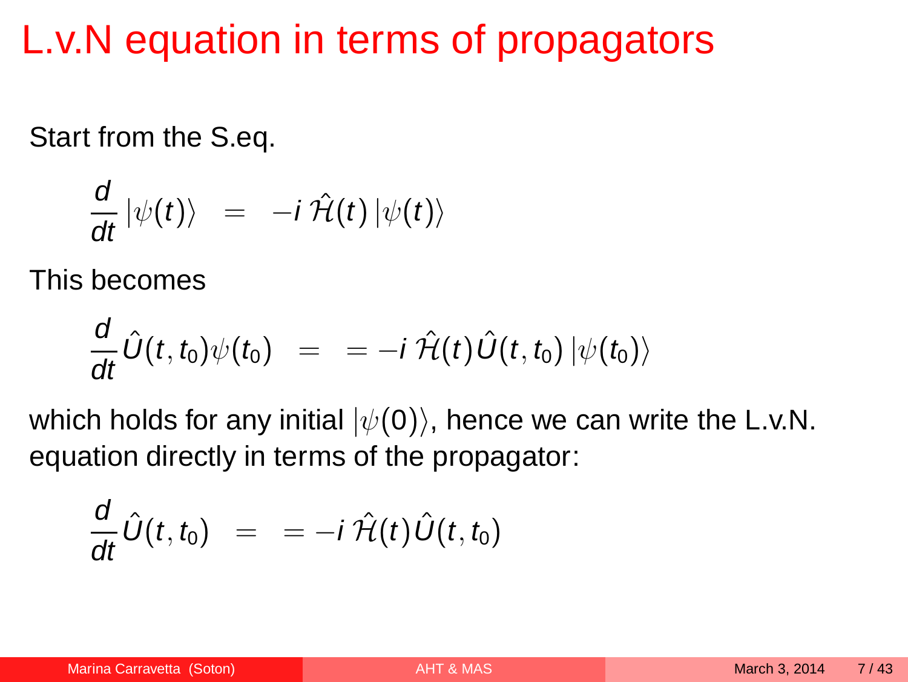# L.v.N equation in terms of propagators

Start from the S.eq.

$$\frac{d}{dt} |\psi(t)\rangle \;\; = \;\; -i\, \hat{\mathcal{H}}(t)\, |\psi(t)\rangle$$

This becomes

$$\frac{d}{dt} \hat{U}(t, t_0)\psi(t_0) \;\; = \;\; = -i\, \hat{\mathcal{H}}(t) \hat{U}(t, t_0)\, |\psi(t_0)\rangle$$

which holds for any initial $|\psi(0)\rangle$, hence we can write the L.v.N. equation directly in terms of the propagator:

$$\frac{d}{dt} \hat{U}(t, t_0) \;\; = \;\; = -i\, \hat{\mathcal{H}}(t) \hat{U}(t, t_0)$$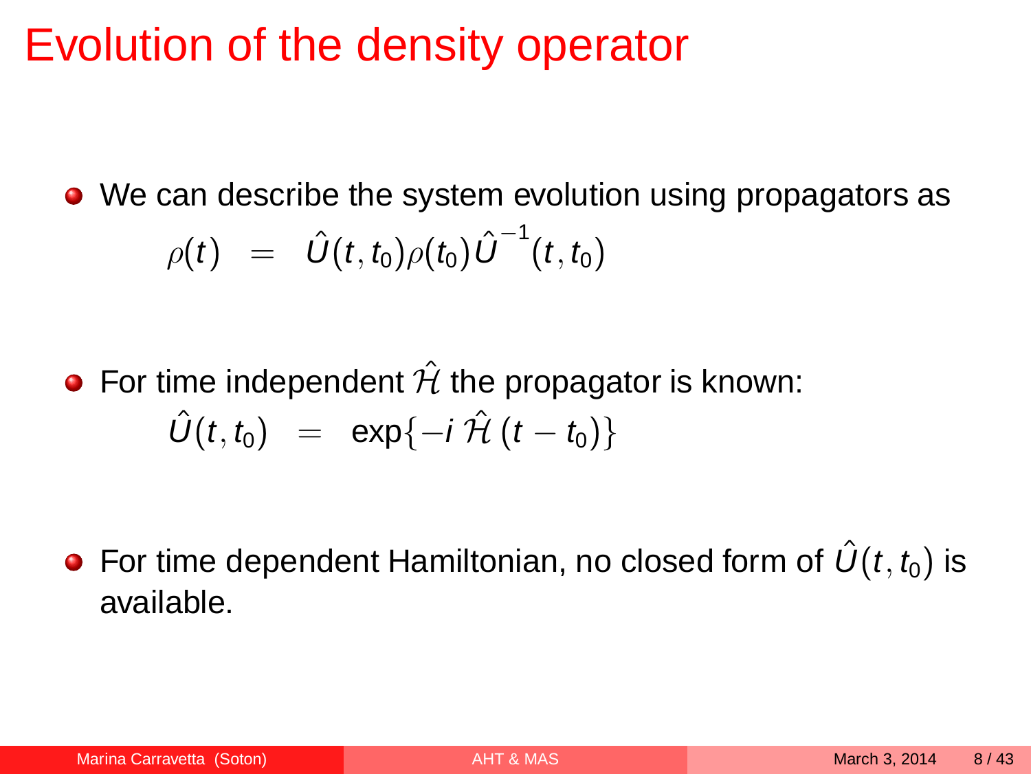# Evolution of the density operator

- We can describe the system evolution using propagators as

$$\rho(t) = \hat{U}(t, t_0)\rho(t_0)\hat{U}^{-1}(t, t_0)$$

- For time independent $\hat{\mathcal{H}}$ the propagator is known:

$$\hat{U}(t, t_0) = \exp\{-i\,\hat{\mathcal{H}}\,(t - t_0)\}$$

- For time dependent Hamiltonian, no closed form of $\hat{U}(t, t_0)$ is available.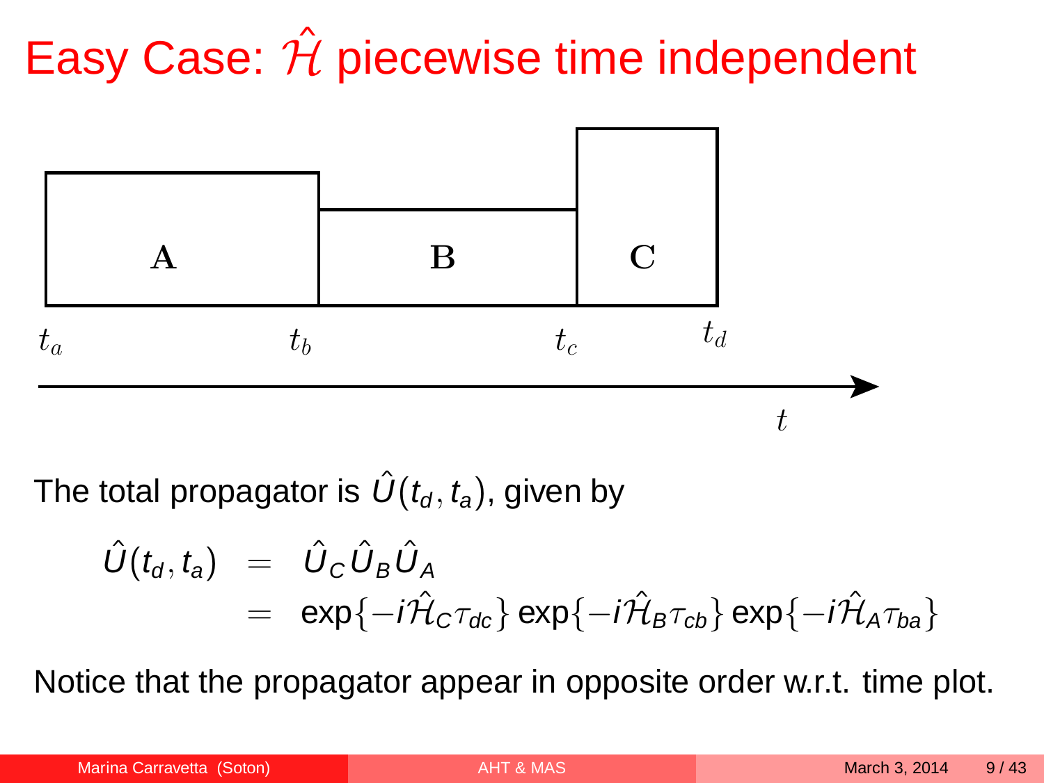# Easy Case: $\hat{\mathcal{H}}$ piecewise time independent

A B C

$t_a$ $t_b$ $t_c$ $t_d$

$t$

The total propagator is $\hat{U}(t_d, t_a)$, given by

$$\begin{aligned}\hat{U}(t_d, t_a) &= \hat{U}_C \hat{U}_B \hat{U}_A \\ &= \exp\{-i\hat{\mathcal{H}}_C \tau_{dc}\} \exp\{-i\hat{\mathcal{H}}_B \tau_{cb}\} \exp\{-i\hat{\mathcal{H}}_A \tau_{ba}\}\end{aligned}$$

Notice that the propagator appear in opposite order w.r.t. time plot.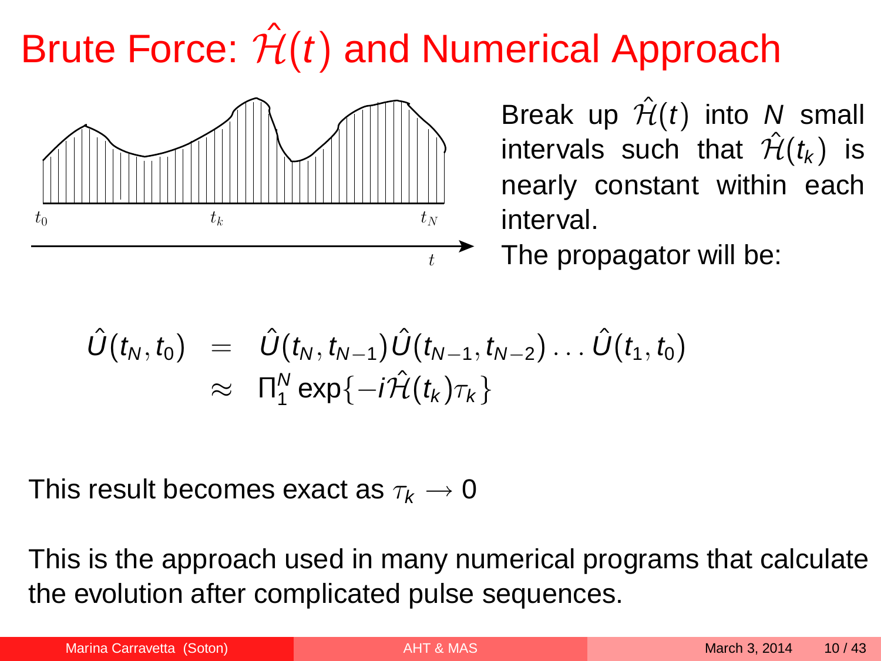# Brute Force: $\hat{\mathcal{H}}(t)$ and Numerical Approach

Break up $\hat{\mathcal{H}}(t)$ into $N$ small intervals such that $\hat{\mathcal{H}}(t_k)$ is nearly constant within each interval.

The propagator will be:

$$
\begin{aligned}
\hat{U}(t_N, t_0) &= \hat{U}(t_N, t_{N-1})\hat{U}(t_{N-1}, t_{N-2}) \ldots \hat{U}(t_1, t_0) \\
&\approx \Pi_1^N \exp\{-i\hat{\mathcal{H}}(t_k)\tau_k\}
\end{aligned}
$$

This result becomes exact as $\tau_k \rightarrow 0$

This is the approach used in many numerical programs that calculate the evolution after complicated pulse sequences.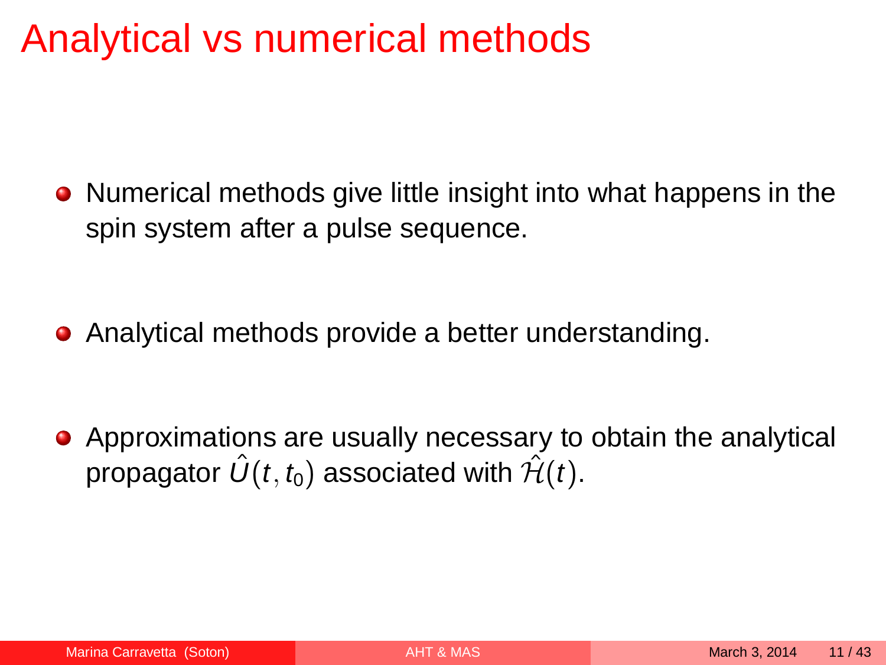# Analytical vs numerical methods

- Numerical methods give little insight into what happens in the spin system after a pulse sequence.
- Analytical methods provide a better understanding.
- Approximations are usually necessary to obtain the analytical propagator $\hat{U}(t, t_0)$ associated with $\hat{\mathcal{H}}(t)$.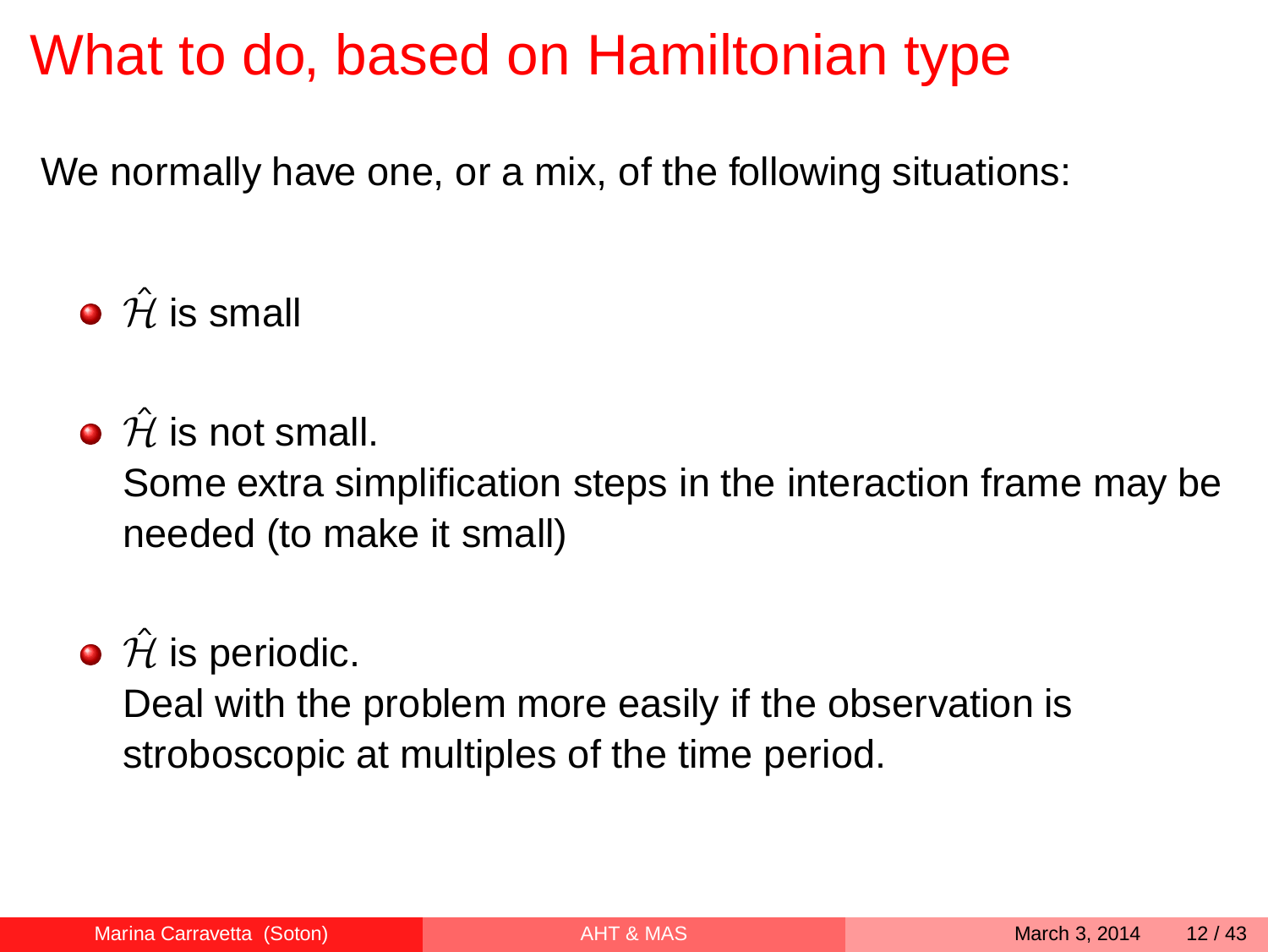# What to do, based on Hamiltonian type

We normally have one, or a mix, of the following situations:

- $\hat{\mathcal{H}}$ is small
- $\hat{\mathcal{H}}$ is not small.
  Some extra simplification steps in the interaction frame may be needed (to make it small)
- $\hat{\mathcal{H}}$ is periodic.
  Deal with the problem more easily if the observation is stroboscopic at multiples of the time period.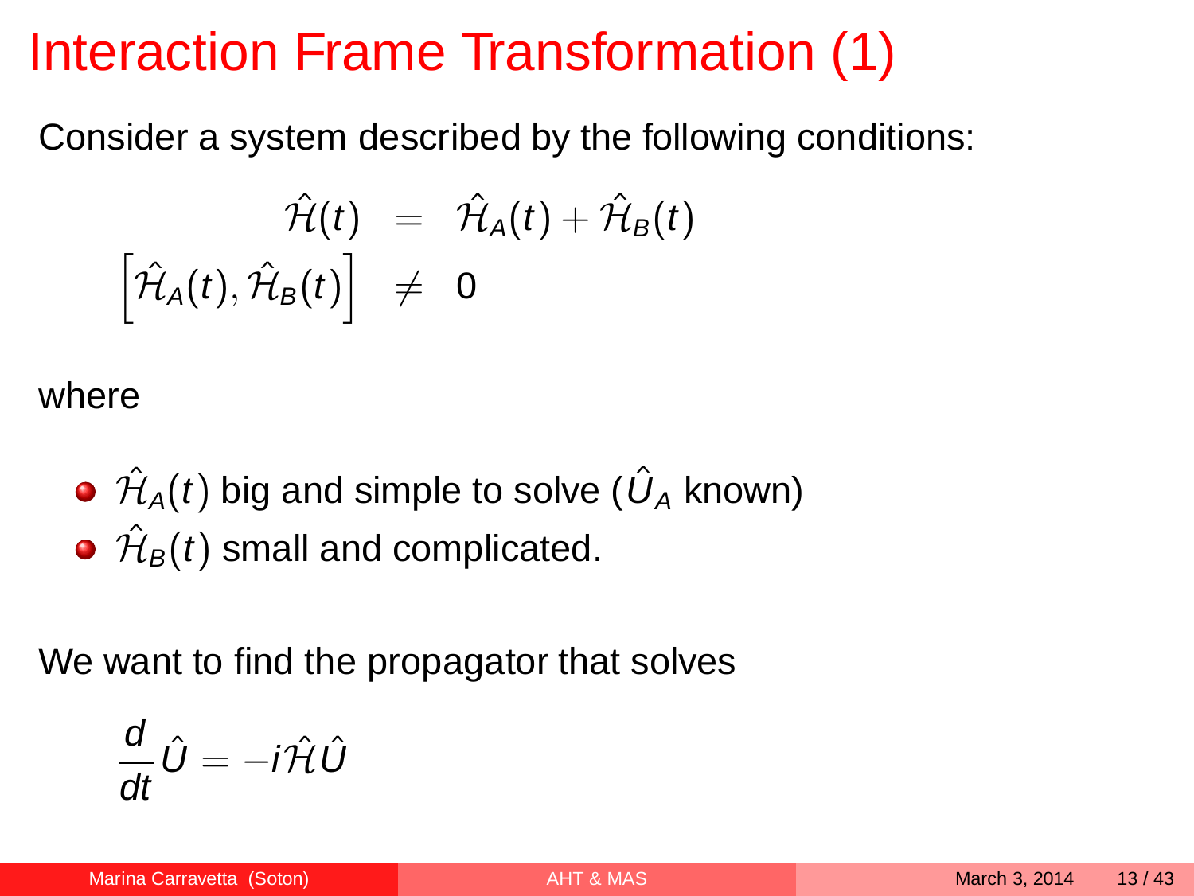# Interaction Frame Transformation (1)

Consider a system described by the following conditions:

$$
\begin{aligned}
\hat{\mathcal{H}}(t) &= \hat{\mathcal{H}}_A(t) + \hat{\mathcal{H}}_B(t) \\
\left[\hat{\mathcal{H}}_A(t), \hat{\mathcal{H}}_B(t)\right] &\neq 0
\end{aligned}
$$

where

- $\hat{\mathcal{H}}_A(t)$ big and simple to solve ($\hat{U}_A$ known)
- $\hat{\mathcal{H}}_B(t)$ small and complicated.

We want to find the propagator that solves

$$
\frac{d}{dt}\hat{U} = -i\hat{\mathcal{H}}\hat{U}
$$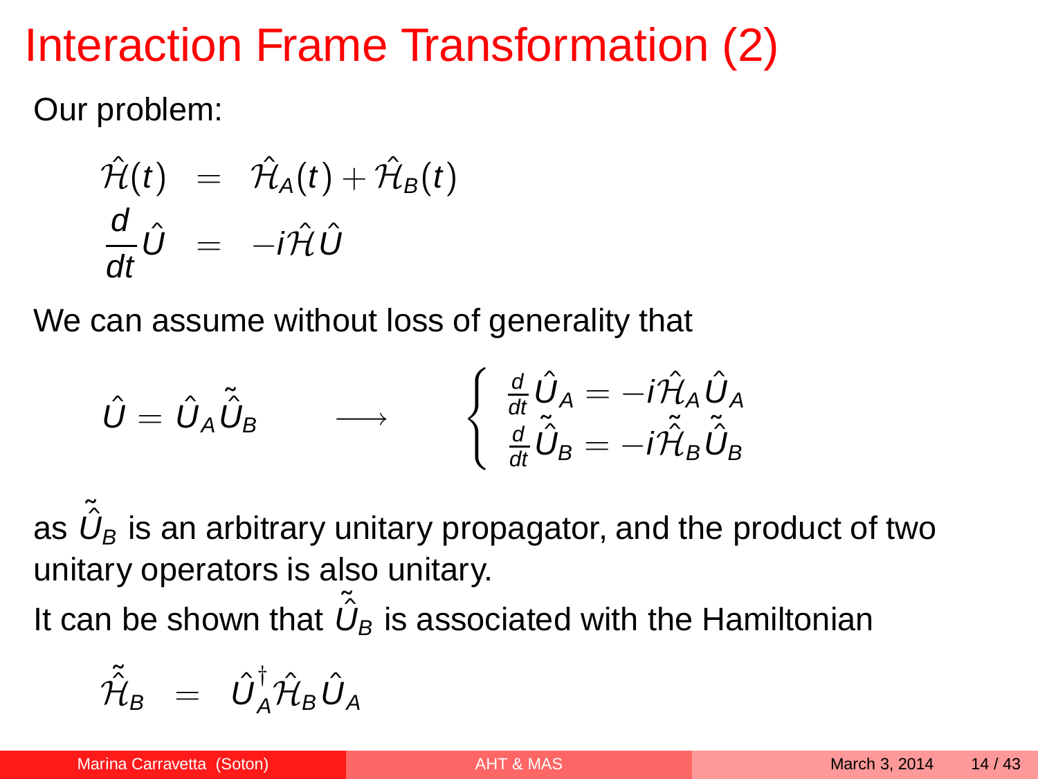# Interaction Frame Transformation (2)

Our problem:

$$
\begin{aligned}
\hat{\mathcal{H}}(t) &= \hat{\mathcal{H}}_A(t) + \hat{\mathcal{H}}_B(t) \\
\frac{d}{dt}\hat{U} &= -i\hat{\mathcal{H}}\hat{U}
\end{aligned}
$$

We can assume without loss of generality that

$$
\hat{U} = \hat{U}_A \tilde{\hat{U}}_B \qquad \longrightarrow \qquad \begin{cases} \frac{d}{dt}\hat{U}_A = -i\hat{\mathcal{H}}_A \hat{U}_A \\ \frac{d}{dt}\tilde{\hat{U}}_B = -i\tilde{\hat{\mathcal{H}}}_B \tilde{\hat{U}}_B \end{cases}
$$

as $\tilde{\hat{U}}_B$ is an arbitrary unitary propagator, and the product of two unitary operators is also unitary.

It can be shown that $\tilde{\hat{U}}_B$ is associated with the Hamiltonian

$$
\tilde{\hat{\mathcal{H}}}_B = \hat{U}_A^\dagger \hat{\mathcal{H}}_B \hat{U}_A
$$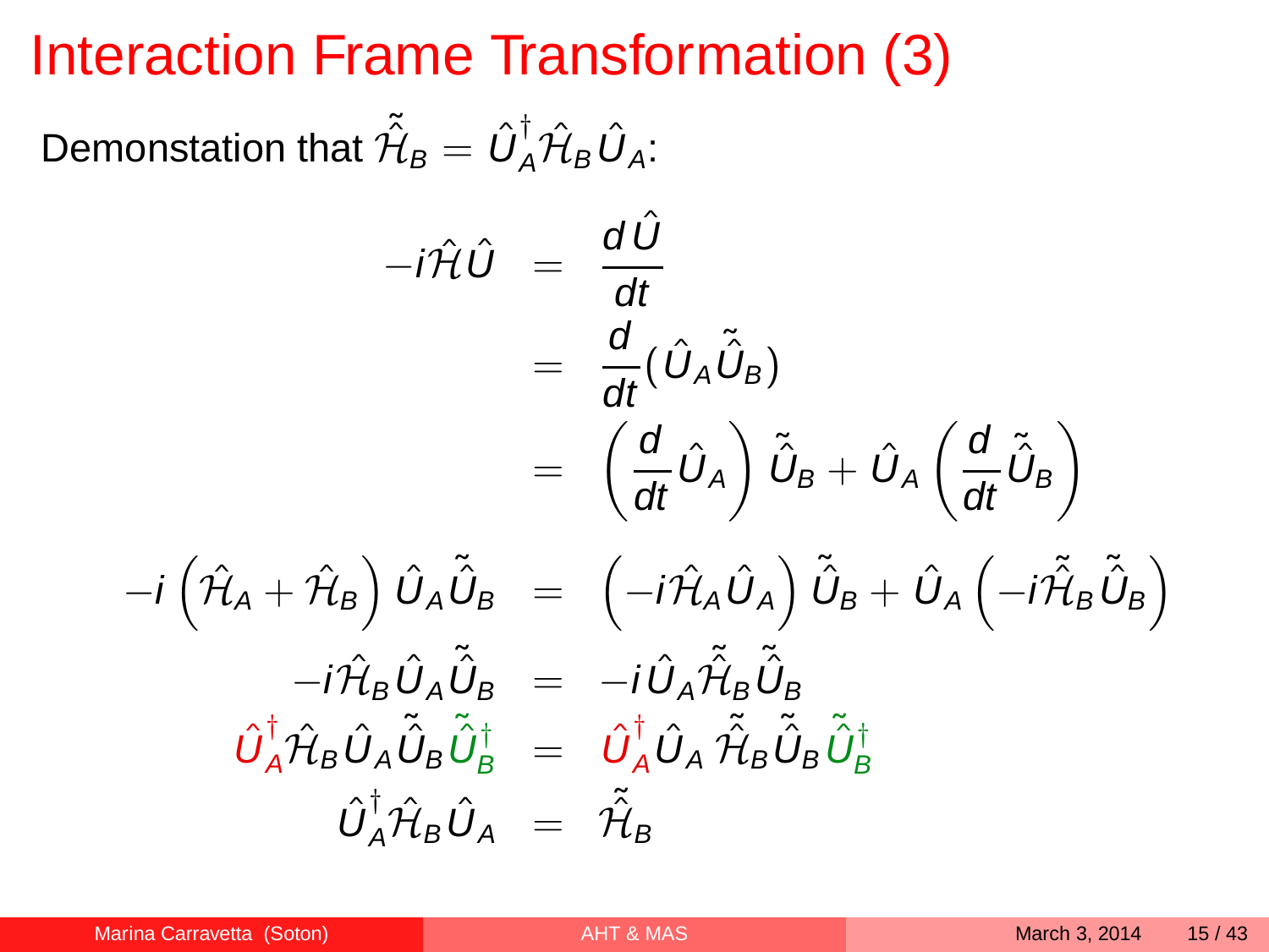# Interaction Frame Transformation (3)

Demonstation that $\tilde{\hat{\mathcal{H}}}_B = \hat{U}_A^\dagger \hat{\mathcal{H}}_B \hat{U}_A$:

$$
\begin{aligned}
-i\hat{\mathcal{H}}\hat{U} &= \frac{d\hat{U}}{dt} \\
&= \frac{d}{dt}(\hat{U}_A \tilde{\hat{U}}_B) \\
&= \left(\frac{d}{dt}\hat{U}_A\right)\tilde{\hat{U}}_B + \hat{U}_A\left(\frac{d}{dt}\tilde{\hat{U}}_B\right) \\
-i\left(\hat{\mathcal{H}}_A + \hat{\mathcal{H}}_B\right)\hat{U}_A\tilde{\hat{U}}_B &= \left(-i\hat{\mathcal{H}}_A\hat{U}_A\right)\tilde{\hat{U}}_B + \hat{U}_A\left(-i\tilde{\hat{\mathcal{H}}}_B\tilde{\hat{U}}_B\right) \\
-i\hat{\mathcal{H}}_B\hat{U}_A\tilde{\hat{U}}_B &= -i\hat{U}_A\tilde{\hat{\mathcal{H}}}_B\tilde{\hat{U}}_B \\
\hat{U}_A^\dagger\hat{\mathcal{H}}_B\hat{U}_A\tilde{\hat{U}}_B\tilde{\hat{U}}_B^\dagger &= \hat{U}_A^\dagger\hat{U}_A\,\tilde{\hat{\mathcal{H}}}_B\tilde{\hat{U}}_B\tilde{\hat{U}}_B^\dagger \\
\hat{U}_A^\dagger\hat{\mathcal{H}}_B\hat{U}_A &= \tilde{\hat{\mathcal{H}}}_B
\end{aligned}
$$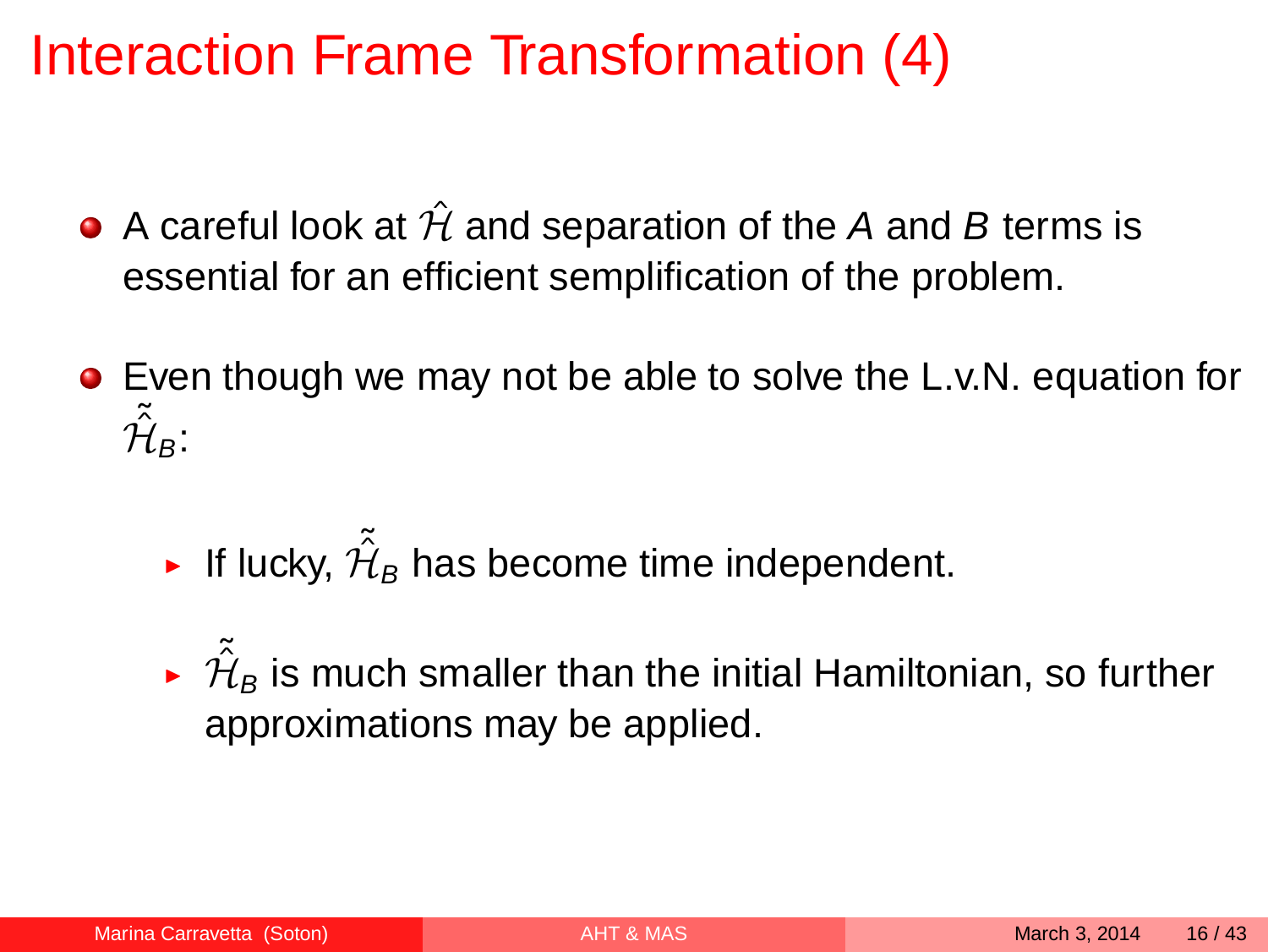# Interaction Frame Transformation (4)

- A careful look at $\hat{\mathcal{H}}$ and separation of the $A$ and $B$ terms is essential for an efficient semplification of the problem.
- Even though we may not be able to solve the L.v.N. equation for $\tilde{\hat{\mathcal{H}}}_B$:
  - If lucky, $\tilde{\hat{\mathcal{H}}}_B$ has become time independent.
  - $\tilde{\hat{\mathcal{H}}}_B$ is much smaller than the initial Hamiltonian, so further approximations may be applied.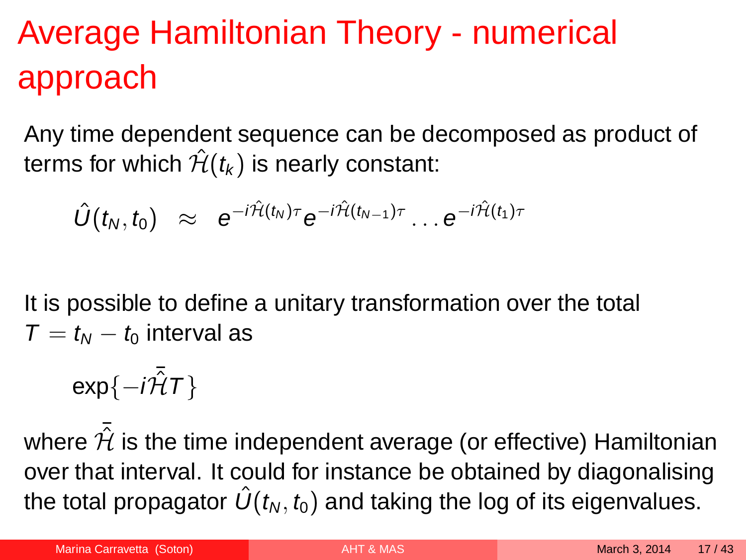# Average Hamiltonian Theory - numerical approach

Any time dependent sequence can be decomposed as product of terms for which $\hat{\mathcal{H}}(t_k)$ is nearly constant:

$$\hat{U}(t_N, t_0) \approx e^{-i\hat{\mathcal{H}}(t_N)\tau} e^{-i\hat{\mathcal{H}}(t_{N-1})\tau} \ldots e^{-i\hat{\mathcal{H}}(t_1)\tau}$$

It is possible to define a unitary transformation over the total $T = t_N - t_0$ interval as

$$\exp\{-i\bar{\hat{\mathcal{H}}}T\}$$

where $\bar{\hat{\mathcal{H}}}$ is the time independent average (or effective) Hamiltonian over that interval. It could for instance be obtained by diagonalising the total propagator $\hat{U}(t_N, t_0)$ and taking the log of its eigenvalues.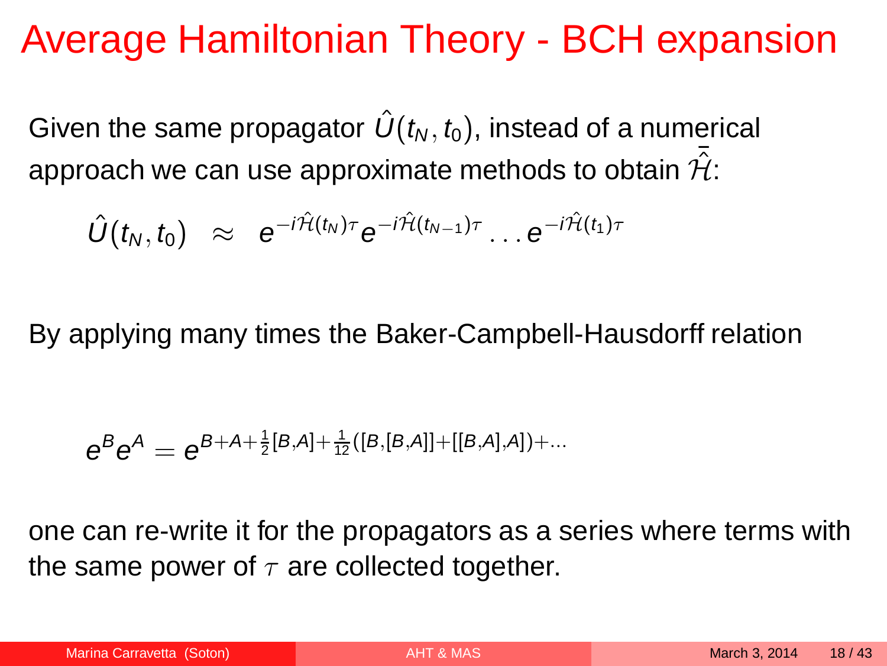# Average Hamiltonian Theory - BCH expansion

Given the same propagator $\hat{U}(t_N, t_0)$, instead of a numerical approach we can use approximate methods to obtain $\bar{\hat{\mathcal{H}}}$:

$$\hat{U}(t_N, t_0) \approx e^{-i\hat{\mathcal{H}}(t_N)\tau} e^{-i\hat{\mathcal{H}}(t_{N-1})\tau} \ldots e^{-i\hat{\mathcal{H}}(t_1)\tau}$$

By applying many times the Baker-Campbell-Hausdorff relation

$$e^B e^A = e^{B+A+\frac{1}{2}[B,A]+\frac{1}{12}([B,[B,A]]+[[B,A],A])+\ldots}$$

one can re-write it for the propagators as a series where terms with the same power of $\tau$ are collected together.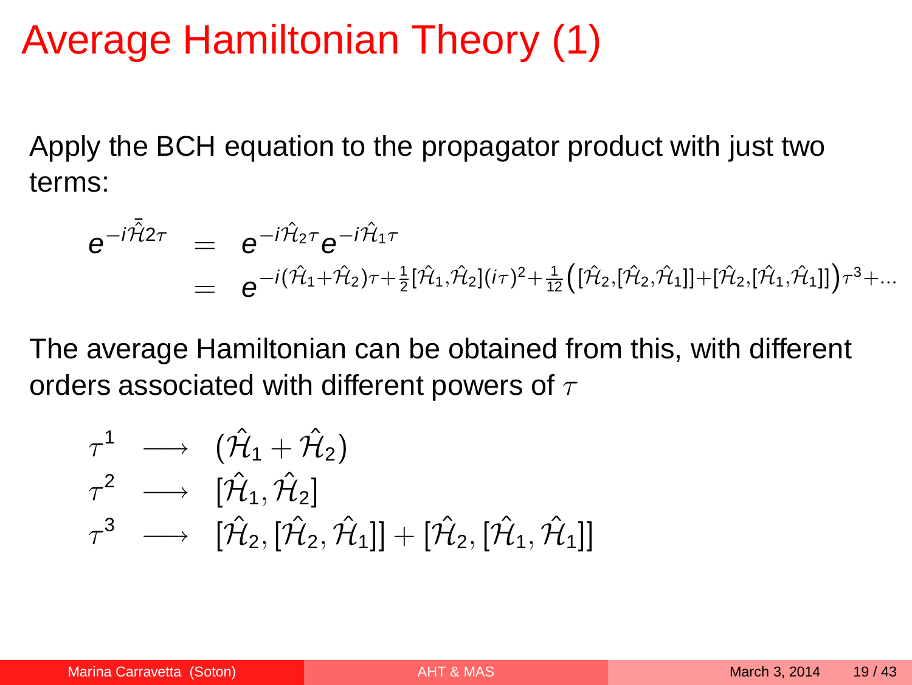# Average Hamiltonian Theory (1)

Apply the BCH equation to the propagator product with just two terms:

$$
\begin{aligned}
e^{-i\bar{\hat{\mathcal{H}}}2\tau} &= e^{-i\hat{\mathcal{H}}_2\tau}e^{-i\hat{\mathcal{H}}_1\tau} \\
&= e^{-i(\hat{\mathcal{H}}_1+\hat{\mathcal{H}}_2)\tau+\frac{1}{2}[\hat{\mathcal{H}}_1,\hat{\mathcal{H}}_2](i\tau)^2+\frac{1}{12}\left([\hat{\mathcal{H}}_2,[\hat{\mathcal{H}}_2,\hat{\mathcal{H}}_1]]+[\hat{\mathcal{H}}_2,[\hat{\mathcal{H}}_1,\hat{\mathcal{H}}_1]]\right)\tau^3+\ldots}
\end{aligned}
$$

The average Hamiltonian can be obtained from this, with different orders associated with different powers of $\tau$

$$
\begin{aligned}
\tau^1 &\longrightarrow (\hat{\mathcal{H}}_1+\hat{\mathcal{H}}_2) \\
\tau^2 &\longrightarrow [\hat{\mathcal{H}}_1,\hat{\mathcal{H}}_2] \\
\tau^3 &\longrightarrow [\hat{\mathcal{H}}_2,[\hat{\mathcal{H}}_2,\hat{\mathcal{H}}_1]]+[\hat{\mathcal{H}}_2,[\hat{\mathcal{H}}_1,\hat{\mathcal{H}}_1]]
\end{aligned}
$$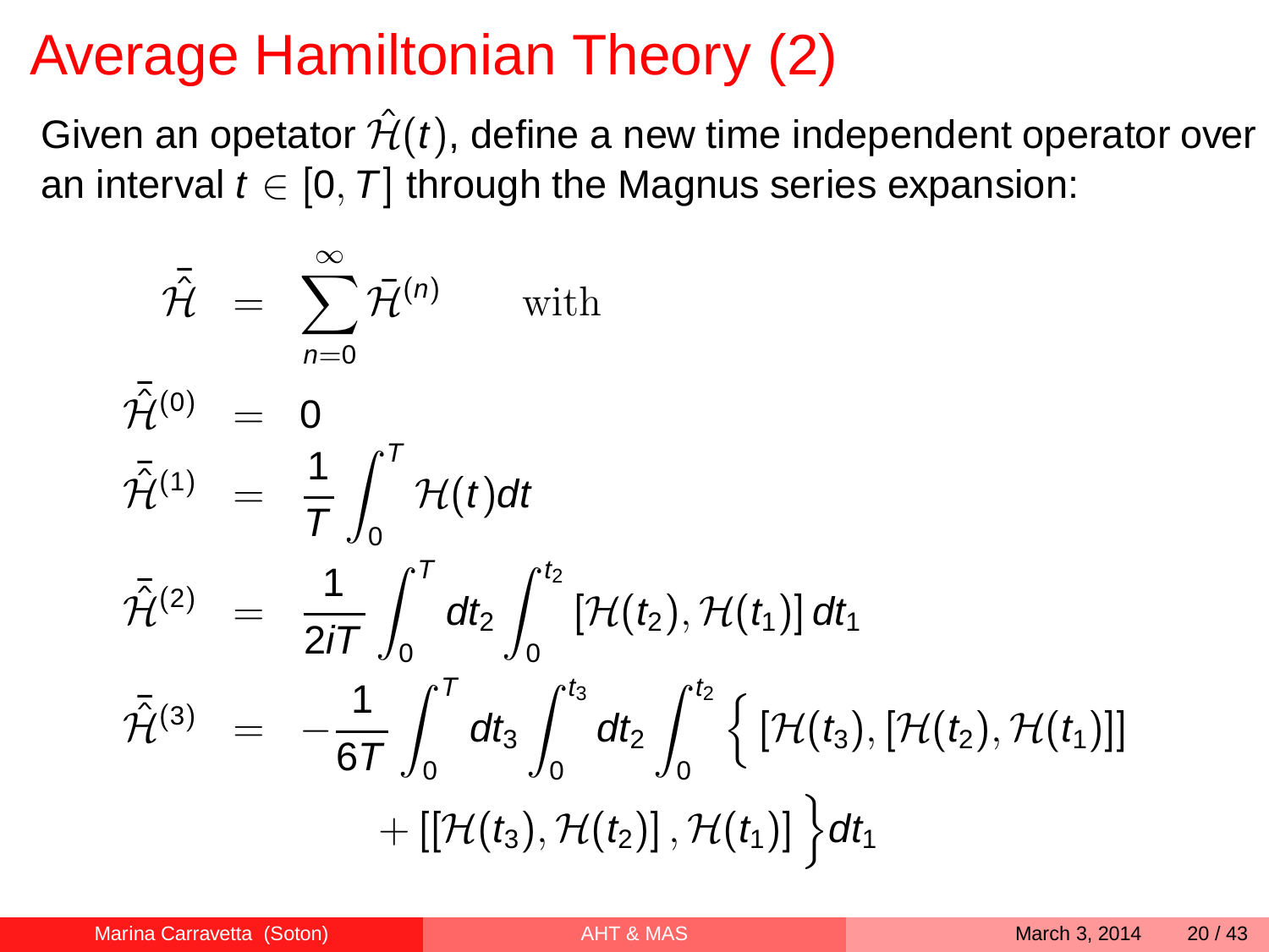# Average Hamiltonian Theory (2)

Given an opetator $\hat{\mathcal{H}}(t)$, define a new time independent operator over an interval $t \in [0, T]$ through the Magnus series expansion:

$$
\begin{aligned}
\bar{\hat{\mathcal{H}}} &= \sum_{n=0}^{\infty} \bar{\mathcal{H}}^{(n)} \qquad \text{with} \\
\bar{\hat{\mathcal{H}}}^{(0)} &= 0 \\
\bar{\hat{\mathcal{H}}}^{(1)} &= \frac{1}{T} \int_0^T \mathcal{H}(t) dt \\
\bar{\hat{\mathcal{H}}}^{(2)} &= \frac{1}{2iT} \int_0^T dt_2 \int_0^{t_2} \left[ \mathcal{H}(t_2), \mathcal{H}(t_1) \right] dt_1 \\
\bar{\hat{\mathcal{H}}}^{(3)} &= -\frac{1}{6T} \int_0^T dt_3 \int_0^{t_3} dt_2 \int_0^{t_2} \Big\{ \left[ \mathcal{H}(t_3), \left[ \mathcal{H}(t_2), \mathcal{H}(t_1) \right] \right] \\
&\qquad + \left[ \left[ \mathcal{H}(t_3), \mathcal{H}(t_2) \right], \mathcal{H}(t_1) \right] \Big\} dt_1
\end{aligned}
$$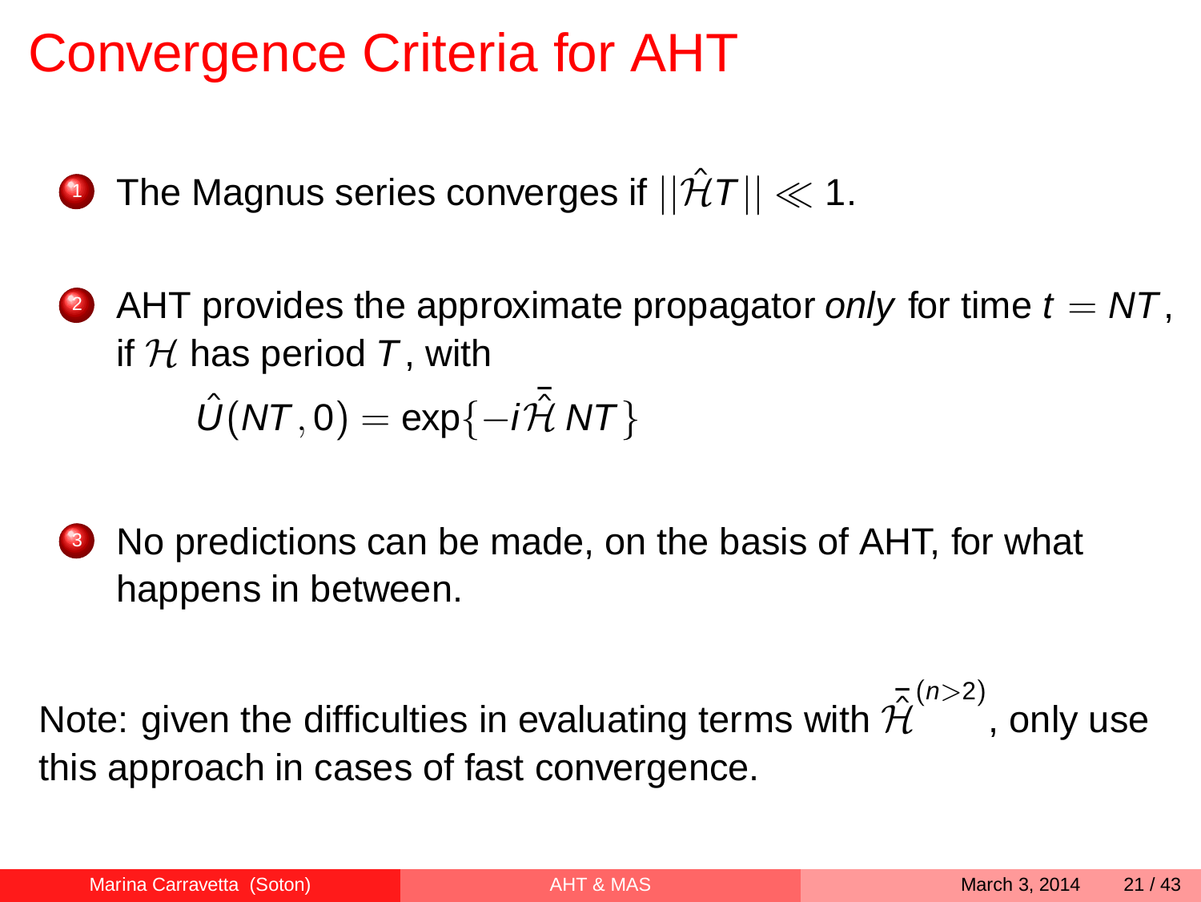# Convergence Criteria for AHT

1. The Magnus series converges if $||\hat{\mathcal{H}}T|| \ll 1$.

2. AHT provides the approximate propagator *only* for time $t = NT$, if $\mathcal{H}$ has period $T$, with

$$\hat{U}(NT, 0) = \exp\{-i\bar{\hat{\mathcal{H}}}\, NT\}$$

3. No predictions can be made, on the basis of AHT, for what happens in between.

Note: given the difficulties in evaluating terms with $\bar{\hat{\mathcal{H}}}^{(n>2)}$, only use this approach in cases of fast convergence.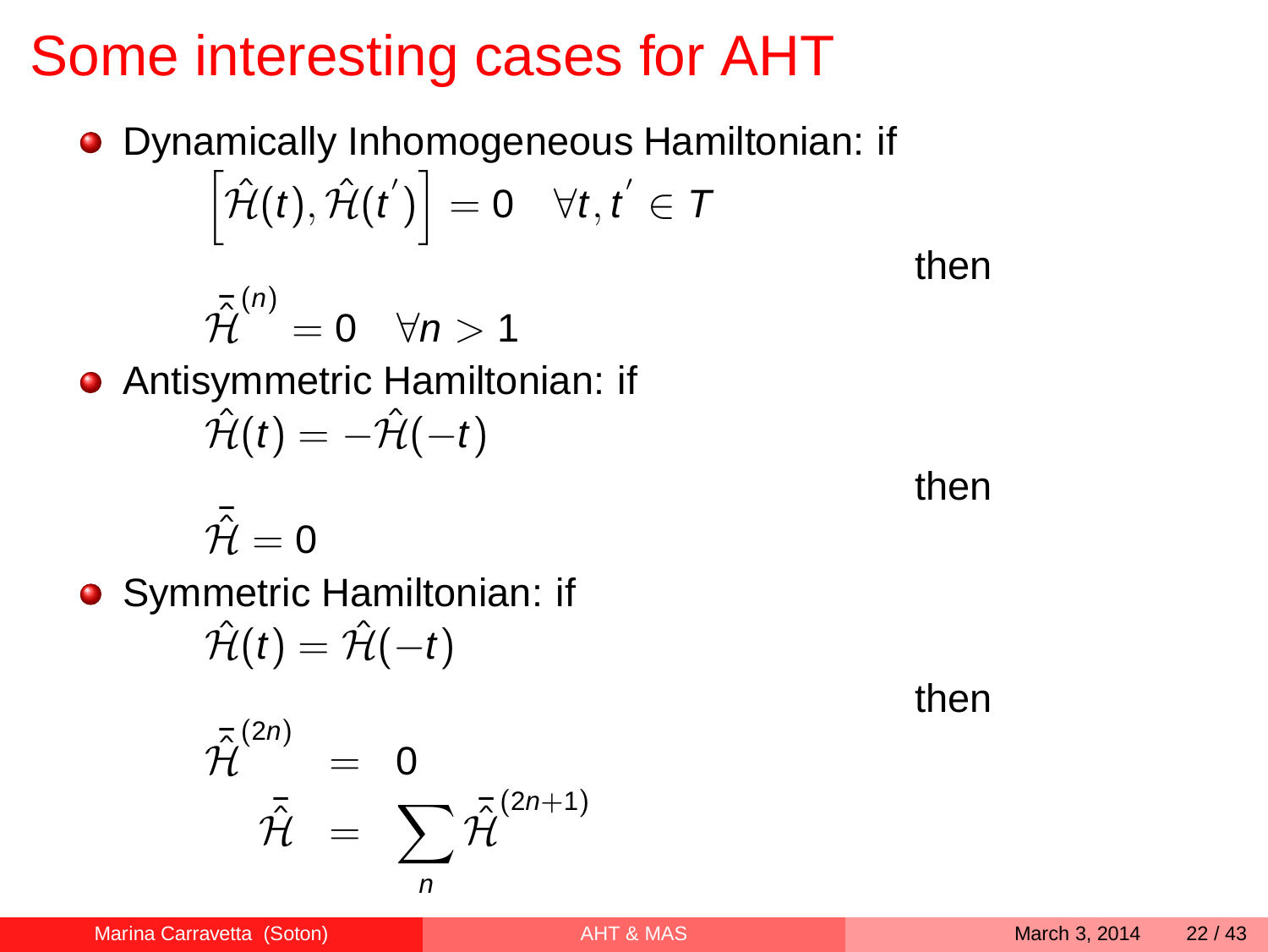# Some interesting cases for AHT

- Dynamically Inhomogeneous Hamiltonian: if

$$\left[\hat{\mathcal{H}}(t), \hat{\mathcal{H}}(t')\right] = 0 \quad \forall t, t' \in T$$

then

$$\bar{\hat{\mathcal{H}}}^{(n)} = 0 \quad \forall n > 1$$

- Antisymmetric Hamiltonian: if

$$\hat{\mathcal{H}}(t) = -\hat{\mathcal{H}}(-t)$$

then

$$\bar{\hat{\mathcal{H}}} = 0$$

- Symmetric Hamiltonian: if

$$\hat{\mathcal{H}}(t) = \hat{\mathcal{H}}(-t)$$

then

$$\bar{\hat{\mathcal{H}}}^{(2n)} = 0$$

$$\bar{\hat{\mathcal{H}}} = \sum_n \bar{\hat{\mathcal{H}}}^{(2n+1)}$$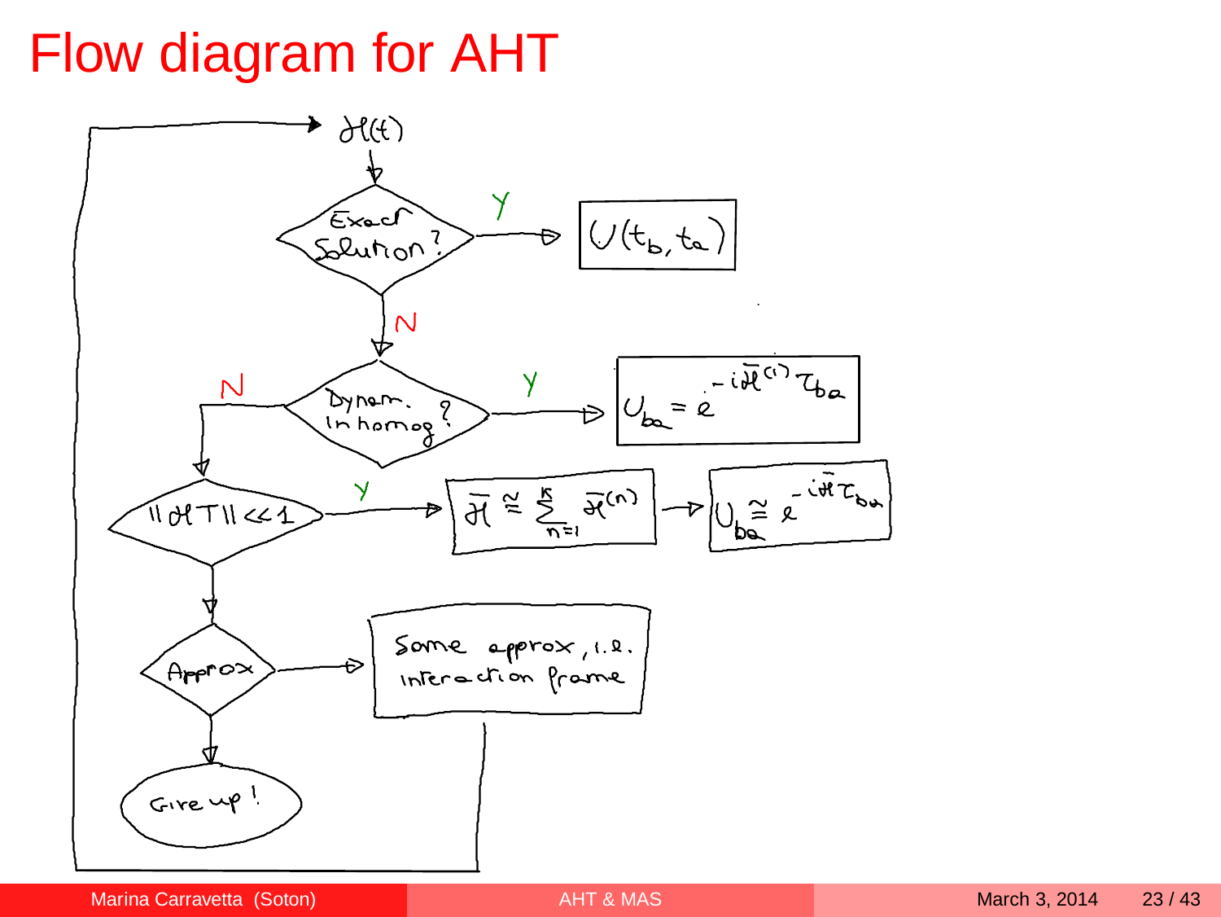# Flow diagram for AHT

$\mathcal{H}(t)$

**Exact Solution?**
- Y → $U(t_b, t_a)$
- N → **Dynam. Inhomog?**

**Dynam. Inhomog?**
- Y → $U_{ba} = e^{-i\bar{\mathcal{H}}^{(1)}\tau_{ba}}$
- N → $\|\mathcal{H}T\| \ll 1$

$\|\mathcal{H}T\| \ll 1$
- Y → $\bar{\mathcal{H}} \cong \sum_{n=1}^{K} \bar{\mathcal{H}}^{(n)}$ → $U_{ba} \cong e^{-i\bar{\mathcal{H}}\tau_{ba}}$
- → **Approx**

**Approx**
- → Some approx, i.e. interaction frame → (back to $\mathcal{H}(t)$)
- → Give up!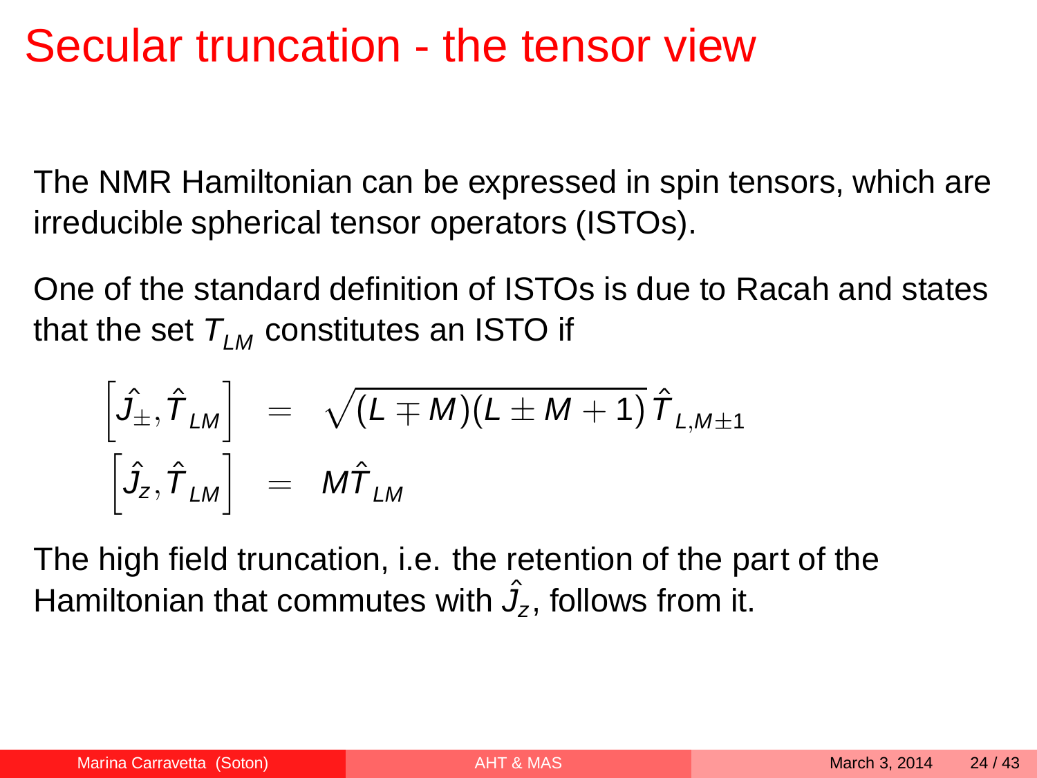# Secular truncation - the tensor view

The NMR Hamiltonian can be expressed in spin tensors, which are irreducible spherical tensor operators (ISTOs).

One of the standard definition of ISTOs is due to Racah and states that the set $T_{LM}$ constitutes an ISTO if

$$
\begin{aligned}
\left[\hat{J_{\pm}}, \hat{T}_{LM}\right] &= \sqrt{(L \mp M)(L \pm M + 1)}\,\hat{T}_{L,M\pm 1} \\
\left[\hat{J_z}, \hat{T}_{LM}\right] &= M\hat{T}_{LM}
\end{aligned}
$$

The high field truncation, i.e. the retention of the part of the Hamiltonian that commutes with $\hat{J_z}$, follows from it.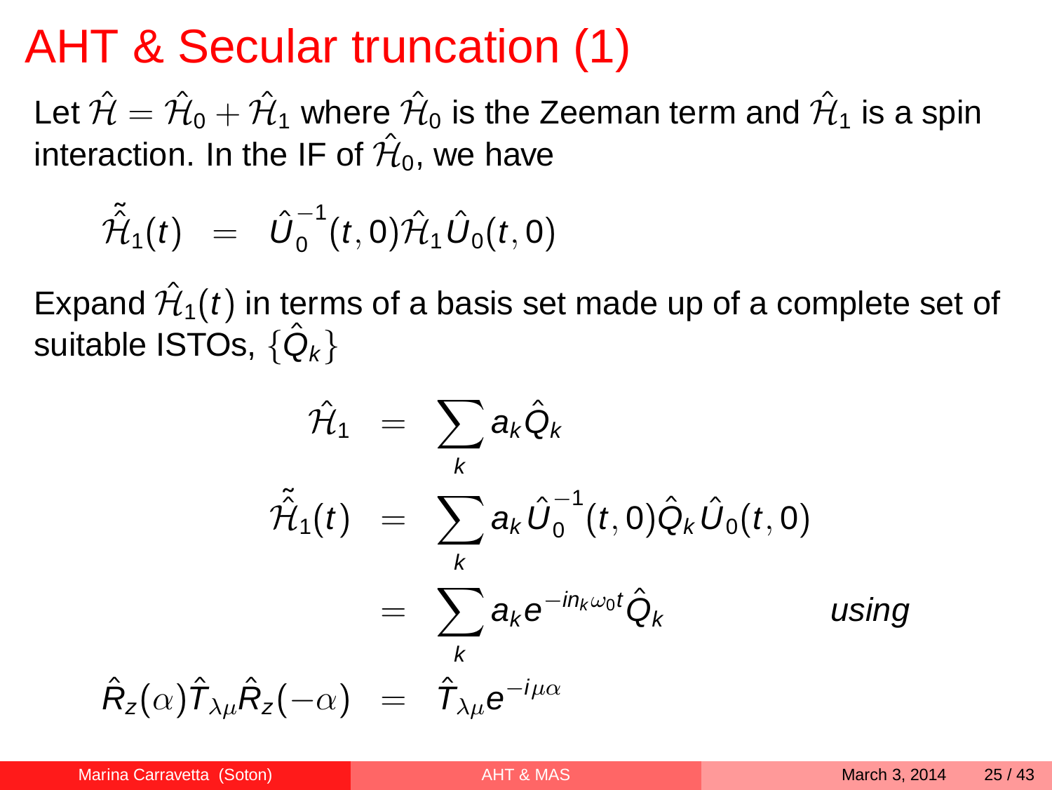# AHT & Secular truncation (1)

Let $\hat{\mathcal{H}} = \hat{\mathcal{H}}_0 + \hat{\mathcal{H}}_1$ where $\hat{\mathcal{H}}_0$ is the Zeeman term and $\hat{\mathcal{H}}_1$ is a spin interaction. In the IF of $\hat{\mathcal{H}}_0$, we have

$$\tilde{\hat{\mathcal{H}}}_1(t) = \hat{U}_0^{-1}(t,0)\hat{\mathcal{H}}_1\hat{U}_0(t,0)$$

Expand $\hat{\mathcal{H}}_1(t)$ in terms of a basis set made up of a complete set of suitable ISTOs, $\{\hat{Q}_k\}$

$$\begin{aligned}
\hat{\mathcal{H}}_1 &= \sum_k a_k \hat{Q}_k \\
\tilde{\hat{\mathcal{H}}}_1(t) &= \sum_k a_k \hat{U}_0^{-1}(t,0)\hat{Q}_k\hat{U}_0(t,0) \\
&= \sum_k a_k e^{-in_k\omega_0 t}\hat{Q}_k \qquad \textit{using} \\
\hat{R}_z(\alpha)\hat{T}_{\lambda\mu}\hat{R}_z(-\alpha) &= \hat{T}_{\lambda\mu}e^{-i\mu\alpha}
\end{aligned}$$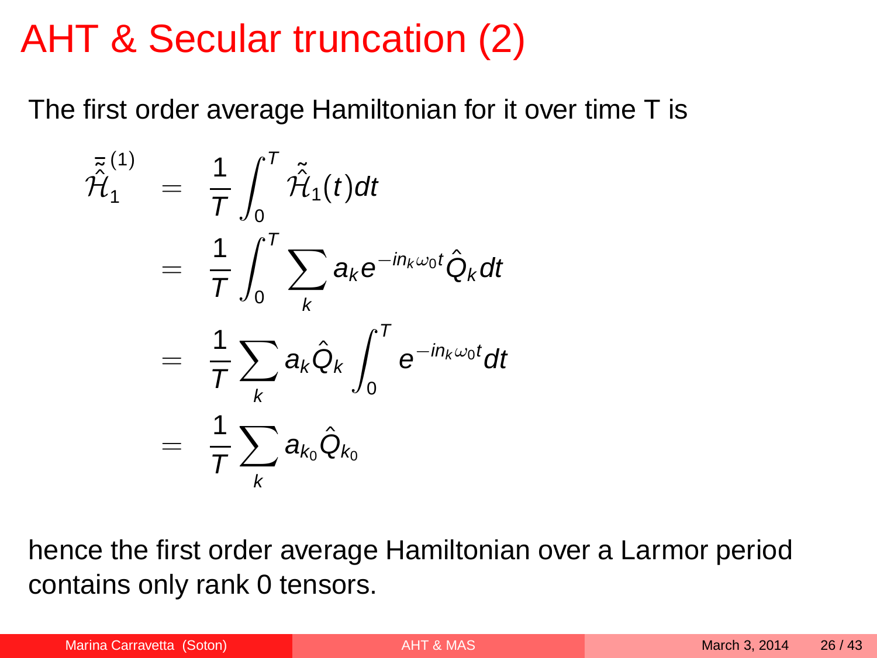# AHT & Secular truncation (2)

The first order average Hamiltonian for it over time T is

$$
\begin{aligned}
\bar{\bar{\tilde{\hat{\mathcal{H}}}}}_1^{(1)} &= \frac{1}{T}\int_0^T \tilde{\hat{\mathcal{H}}}_1(t)dt \\
&= \frac{1}{T}\int_0^T \sum_k a_k e^{-in_k\omega_0 t}\hat{Q}_k dt \\
&= \frac{1}{T}\sum_k a_k \hat{Q}_k \int_0^T e^{-in_k\omega_0 t}dt \\
&= \frac{1}{T}\sum_k a_{k_0}\hat{Q}_{k_0}
\end{aligned}
$$

hence the first order average Hamiltonian over a Larmor period contains only rank 0 tensors.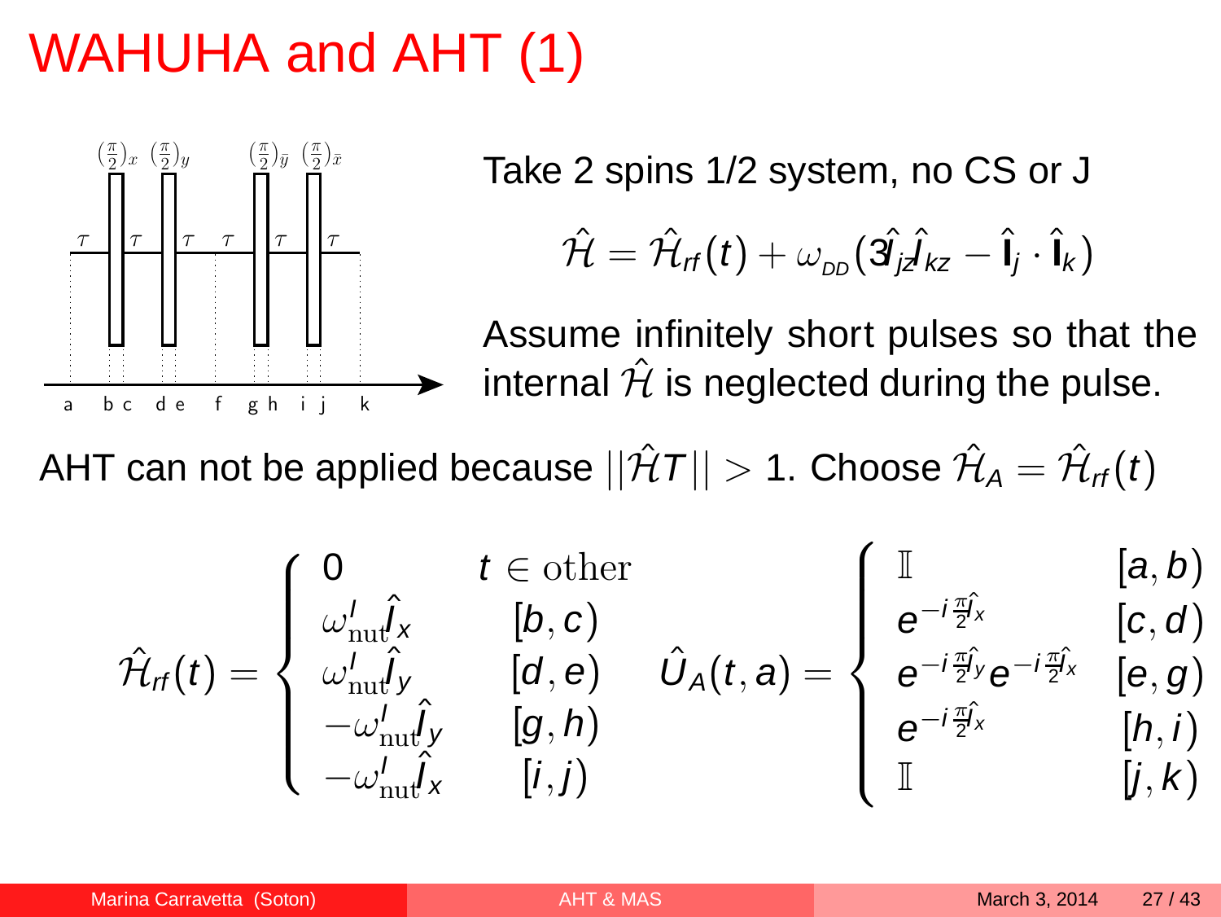# WAHUHA and AHT (1)

$\left(\frac{\pi}{2}\right)_x$ $\left(\frac{\pi}{2}\right)_y$ $\left(\frac{\pi}{2}\right)_{\bar{y}}$ $\left(\frac{\pi}{2}\right)_{\bar{x}}$

$\tau$ $\tau$ $\tau$ $\tau$ $\tau$ $\tau$

a b c d e f g h i j k

Take 2 spins 1/2 system, no CS or J

$$\hat{\mathcal{H}} = \hat{\mathcal{H}}_{rf}(t) + \omega_{DD}(3\hat{I}_{jz}\hat{I}_{kz} - \hat{\mathbf{I}}_j \cdot \hat{\mathbf{I}}_k)$$

Assume infinitely short pulses so that the internal $\hat{\mathcal{H}}$ is neglected during the pulse.

AHT can not be applied because $||\hat{\mathcal{H}}T|| > 1$. Choose $\hat{\mathcal{H}}_A = \hat{\mathcal{H}}_{rf}(t)$

$$\hat{\mathcal{H}}_{rf}(t) = \begin{cases} 0 & t \in \text{other} \\ \omega^I_{\text{nut}}\hat{I}_x & [b, c) \\ \omega^I_{\text{nut}}\hat{I}_y & [d, e) \\ -\omega^I_{\text{nut}}\hat{I}_y & [g, h) \\ -\omega^I_{\text{nut}}\hat{I}_x & [i, j) \end{cases} \quad \hat{U}_A(t, a) = \begin{cases} \mathbb{I} & [a, b) \\ e^{-i\frac{\pi}{2}\hat{I}_x} & [c, d) \\ e^{-i\frac{\pi}{2}\hat{I}_y}e^{-i\frac{\pi}{2}\hat{I}_x} & [e, g) \\ e^{-i\frac{\pi}{2}\hat{I}_x} & [h, i) \\ \mathbb{I} & [j, k) \end{cases}$$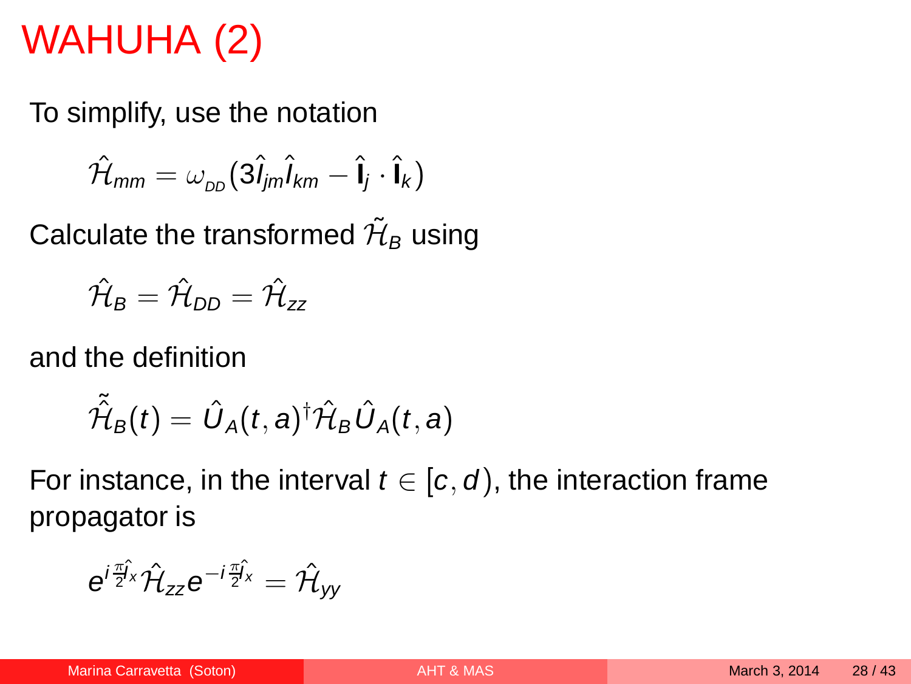# WAHUHA (2)

To simplify, use the notation

$$\hat{\mathcal{H}}_{mm} = \omega_{_{DD}}(3\hat{I}_{jm}\hat{I}_{km} - \hat{\mathbf{I}}_j \cdot \hat{\mathbf{I}}_k)$$

Calculate the transformed $\tilde{\mathcal{H}}_B$ using

$$\hat{\mathcal{H}}_B = \hat{\mathcal{H}}_{DD} = \hat{\mathcal{H}}_{zz}$$

and the definition

$$\tilde{\hat{\mathcal{H}}}_B(t) = \hat{U}_A(t,a)^\dagger \hat{\mathcal{H}}_B \hat{U}_A(t,a)$$

For instance, in the interval $t \in [c,d)$, the interaction frame propagator is

$$e^{i\frac{\pi}{2}\hat{I}_x}\hat{\mathcal{H}}_{zz}e^{-i\frac{\pi}{2}\hat{I}_x} = \hat{\mathcal{H}}_{yy}$$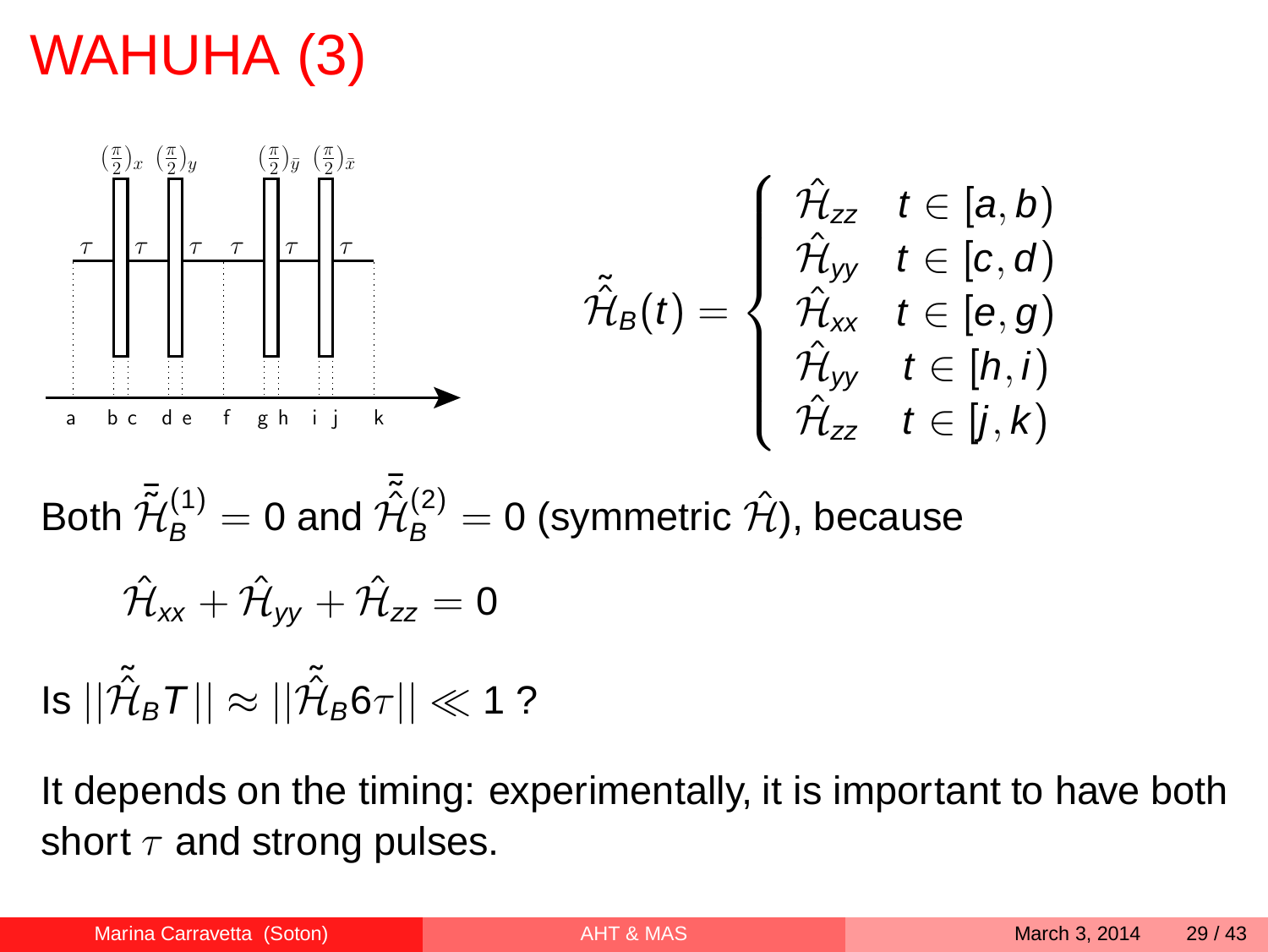# WAHUHA (3)

$$\tilde{\hat{\mathcal{H}}}_B(t) = \begin{cases} \hat{\mathcal{H}}_{zz} & t \in [a, b) \\ \hat{\mathcal{H}}_{yy} & t \in [c, d) \\ \hat{\mathcal{H}}_{xx} & t \in [e, g) \\ \hat{\mathcal{H}}_{yy} & t \in [h, i) \\ \hat{\mathcal{H}}_{zz} & t \in [j, k) \end{cases}$$

Both $\bar{\tilde{\mathcal{H}}}_B^{(1)} = 0$ and $\bar{\tilde{\hat{\mathcal{H}}}}_B^{(2)} = 0$ (symmetric $\hat{\mathcal{H}}$), because

$$\hat{\mathcal{H}}_{xx} + \hat{\mathcal{H}}_{yy} + \hat{\mathcal{H}}_{zz} = 0$$

Is $||\tilde{\hat{\mathcal{H}}}_B T|| \approx ||\tilde{\hat{\mathcal{H}}}_B 6\tau|| \ll 1$ ?

It depends on the timing: experimentally, it is important to have both short $\tau$ and strong pulses.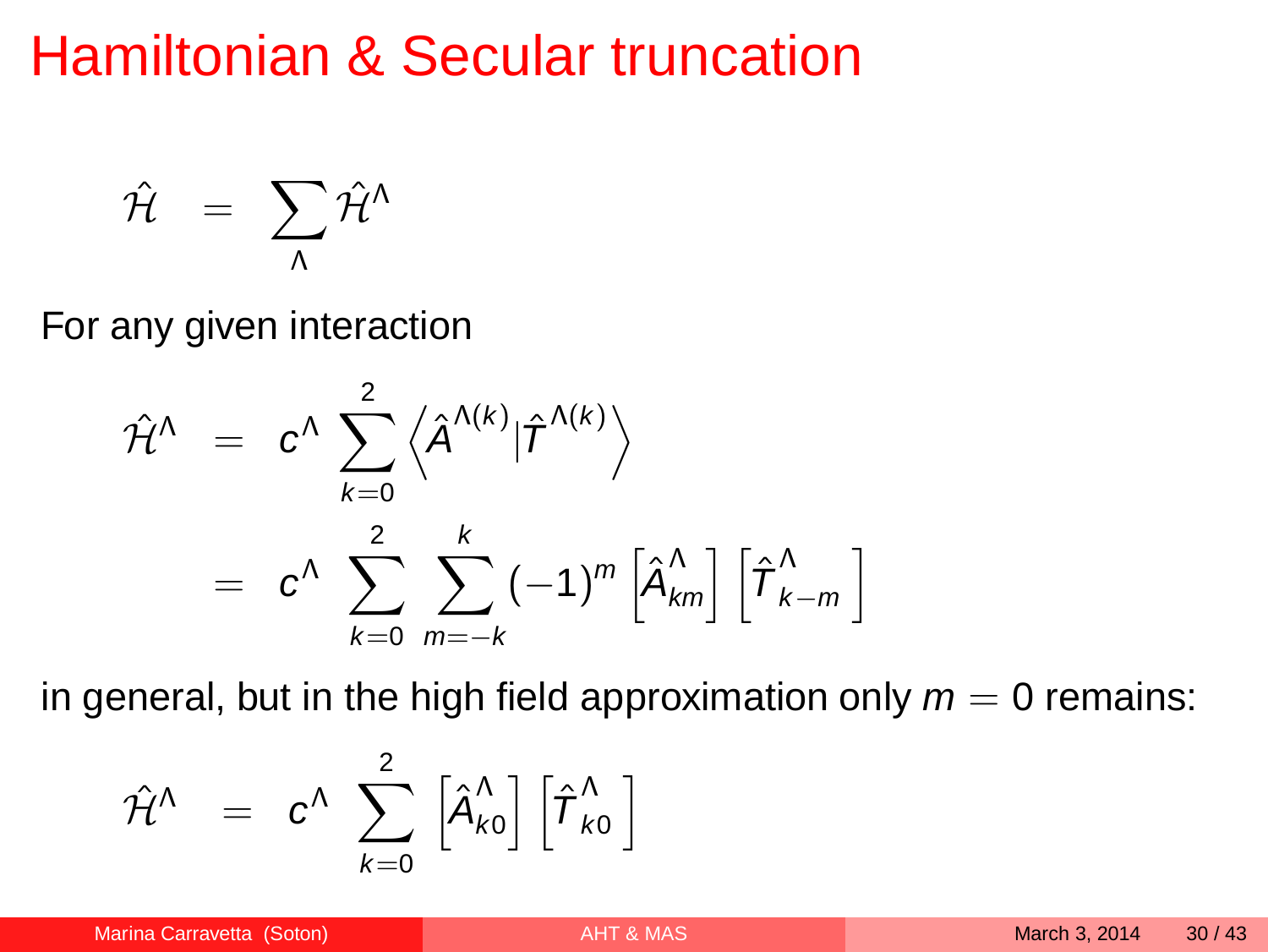# Hamiltonian & Secular truncation

$$\hat{\mathcal{H}} = \sum_{\Lambda} \hat{\mathcal{H}}^{\Lambda}$$

For any given interaction

$$\begin{aligned}
\hat{\mathcal{H}}^{\Lambda} &= c^{\Lambda} \sum_{k=0}^{2} \left\langle \hat{A}^{\Lambda(k)} \middle| \hat{T}^{\Lambda(k)} \right\rangle \\
&= c^{\Lambda} \sum_{k=0}^{2} \sum_{m=-k}^{k} (-1)^m \left[\hat{A}^{\Lambda}_{km}\right] \left[\hat{T}^{\Lambda}_{k-m}\right]
\end{aligned}$$

in general, but in the high field approximation only $m = 0$ remains:

$$\hat{\mathcal{H}}^{\Lambda} = c^{\Lambda} \sum_{k=0}^{2} \left[\hat{A}^{\Lambda}_{k0}\right] \left[\hat{T}^{\Lambda}_{k0}\right]$$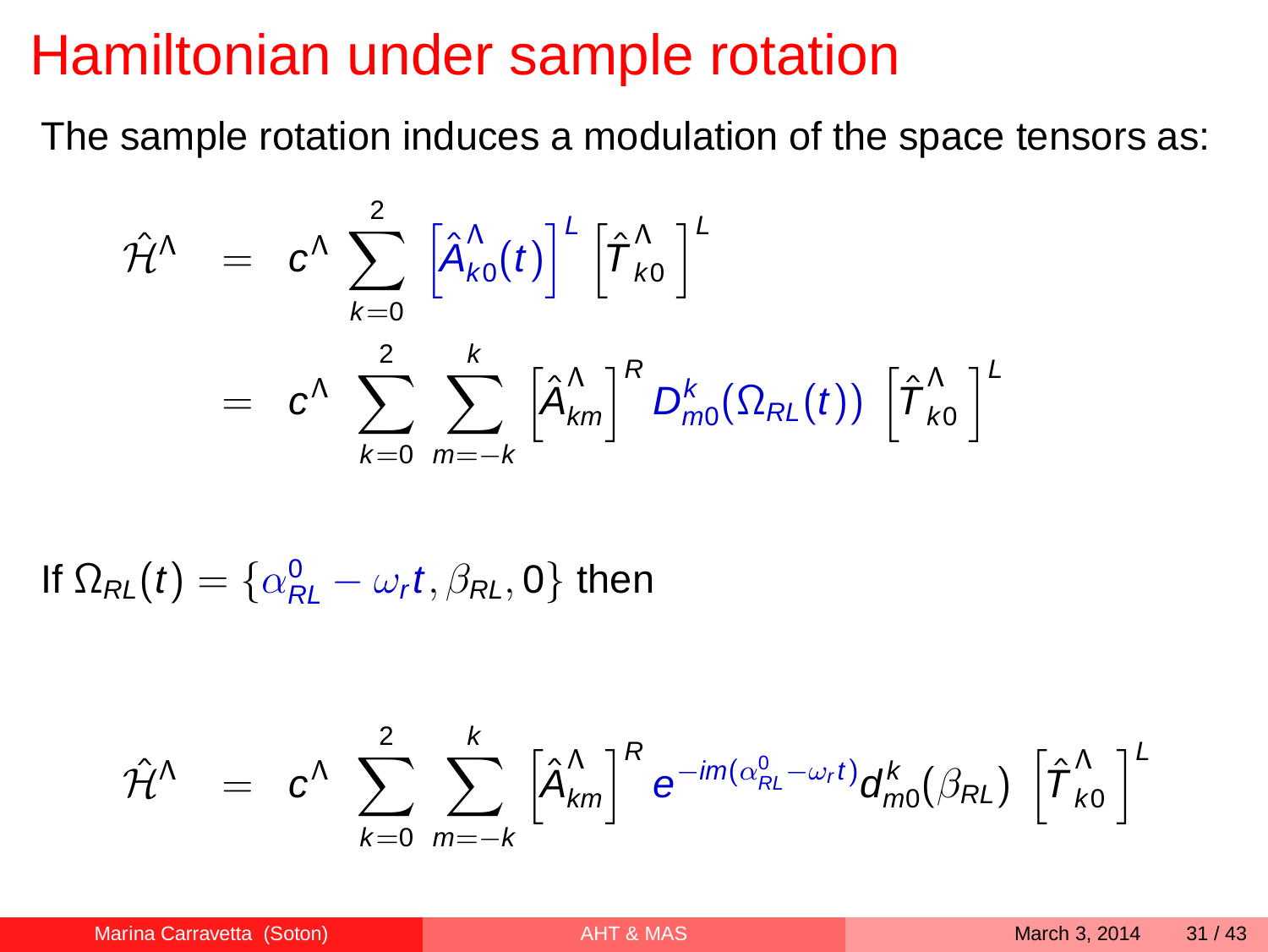# Hamiltonian under sample rotation

The sample rotation induces a modulation of the space tensors as:

$$
\begin{aligned}
\hat{\mathcal{H}}^{\Lambda} &= c^{\Lambda} \sum_{k=0}^{2} \left[\hat{A}^{\Lambda}_{k0}(t)\right]^{L} \left[\hat{T}^{\Lambda}_{k0}\right]^{L} \\
&= c^{\Lambda} \sum_{k=0}^{2} \sum_{m=-k}^{k} \left[\hat{A}^{\Lambda}_{km}\right]^{R} D^{k}_{m0}(\Omega_{RL}(t)) \left[\hat{T}^{\Lambda}_{k0}\right]^{L}
\end{aligned}
$$

If $\Omega_{RL}(t) = \{\alpha^{0}_{RL} - \omega_r t, \beta_{RL}, 0\}$ then

$$
\hat{\mathcal{H}}^{\Lambda} = c^{\Lambda} \sum_{k=0}^{2} \sum_{m=-k}^{k} \left[\hat{A}^{\Lambda}_{km}\right]^{R} e^{-im(\alpha^{0}_{RL} - \omega_r t)} d^{k}_{m0}(\beta_{RL}) \left[\hat{T}^{\Lambda}_{k0}\right]^{L}
$$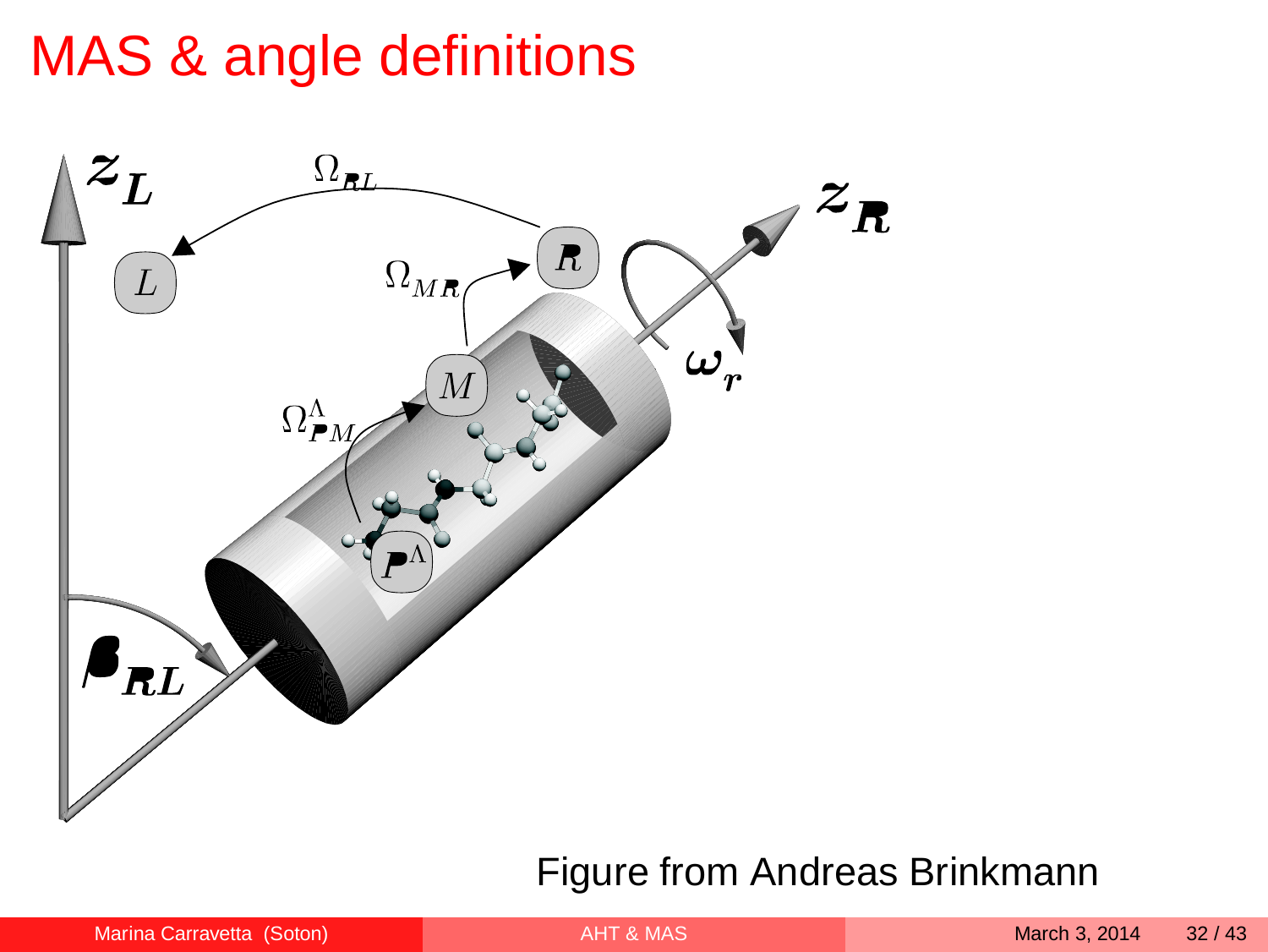# MAS & angle definitions

Figure from Andreas Brinkmann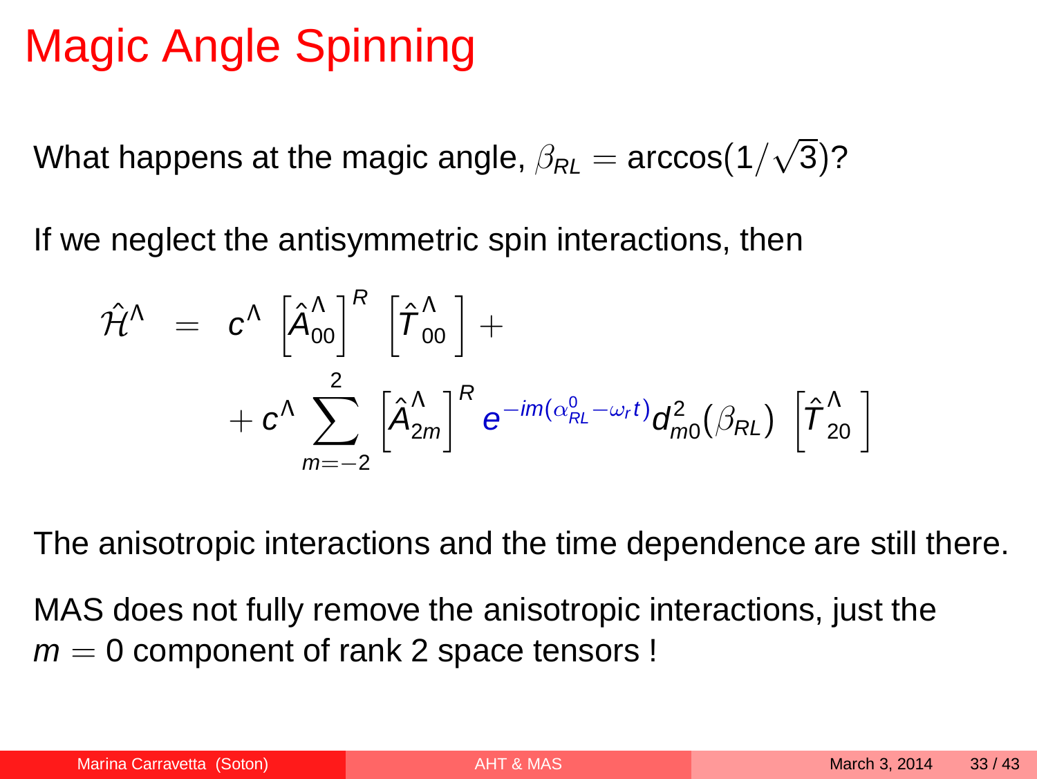# Magic Angle Spinning

What happens at the magic angle, $\beta_{RL} = \arccos(1/\sqrt{3})$?

If we neglect the antisymmetric spin interactions, then

$$
\begin{aligned}
\hat{\mathcal{H}}^{\Lambda} &= c^{\Lambda} \left[\hat{A}^{\Lambda}_{00}\right]^{R} \left[\hat{T}^{\Lambda}_{00}\right] + \\
&\quad + c^{\Lambda} \sum_{m=-2}^{2} \left[\hat{A}^{\Lambda}_{2m}\right]^{R} e^{-im(\alpha^{0}_{RL} - \omega_r t)} d^{2}_{m0}(\beta_{RL}) \left[\hat{T}^{\Lambda}_{20}\right]
\end{aligned}
$$

The anisotropic interactions and the time dependence are still there.

MAS does not fully remove the anisotropic interactions, just the $m = 0$ component of rank 2 space tensors !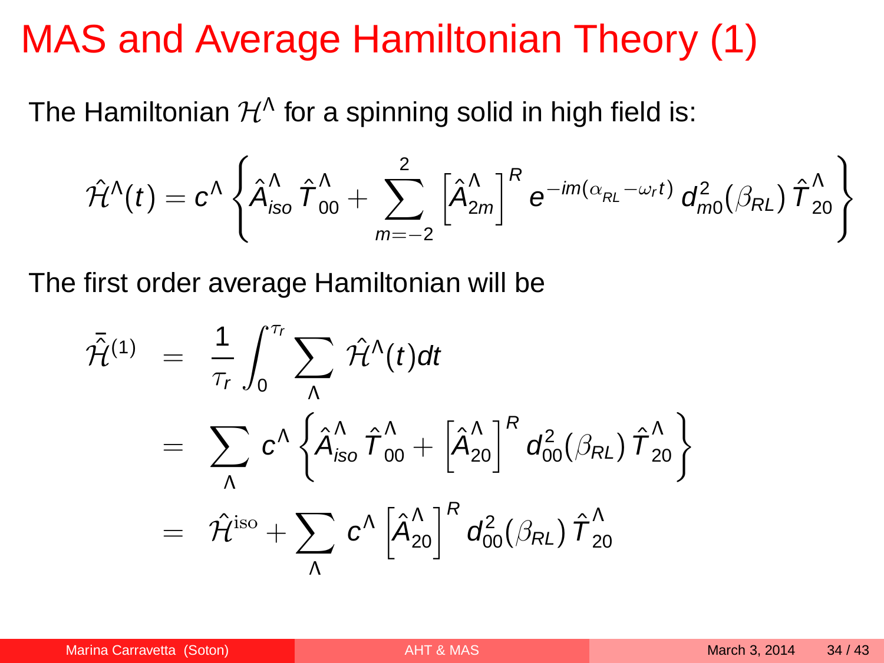# MAS and Average Hamiltonian Theory (1)

The Hamiltonian $\mathcal{H}^\Lambda$ for a spinning solid in high field is:

$$\hat{\mathcal{H}}^\Lambda(t) = c^\Lambda \left\{ \hat{A}^\Lambda_{iso} \, \hat{T}^\Lambda_{00} + \sum_{m=-2}^{2} \left[ \hat{A}^\Lambda_{2m} \right]^R e^{-im(\alpha_{RL} - \omega_r t)} \, d^2_{m0}(\beta_{RL}) \, \hat{T}^\Lambda_{20} \right\}$$

The first order average Hamiltonian will be

$$\begin{aligned}
\bar{\hat{\mathcal{H}}}^{(1)} &= \frac{1}{\tau_r} \int_0^{\tau_r} \sum_\Lambda \hat{\mathcal{H}}^\Lambda(t) dt \\
&= \sum_\Lambda c^\Lambda \left\{ \hat{A}^\Lambda_{iso} \, \hat{T}^\Lambda_{00} + \left[ \hat{A}^\Lambda_{20} \right]^R d^2_{00}(\beta_{RL}) \, \hat{T}^\Lambda_{20} \right\} \\
&= \hat{\mathcal{H}}^{\text{iso}} + \sum_\Lambda c^\Lambda \left[ \hat{A}^\Lambda_{20} \right]^R d^2_{00}(\beta_{RL}) \, \hat{T}^\Lambda_{20}
\end{aligned}$$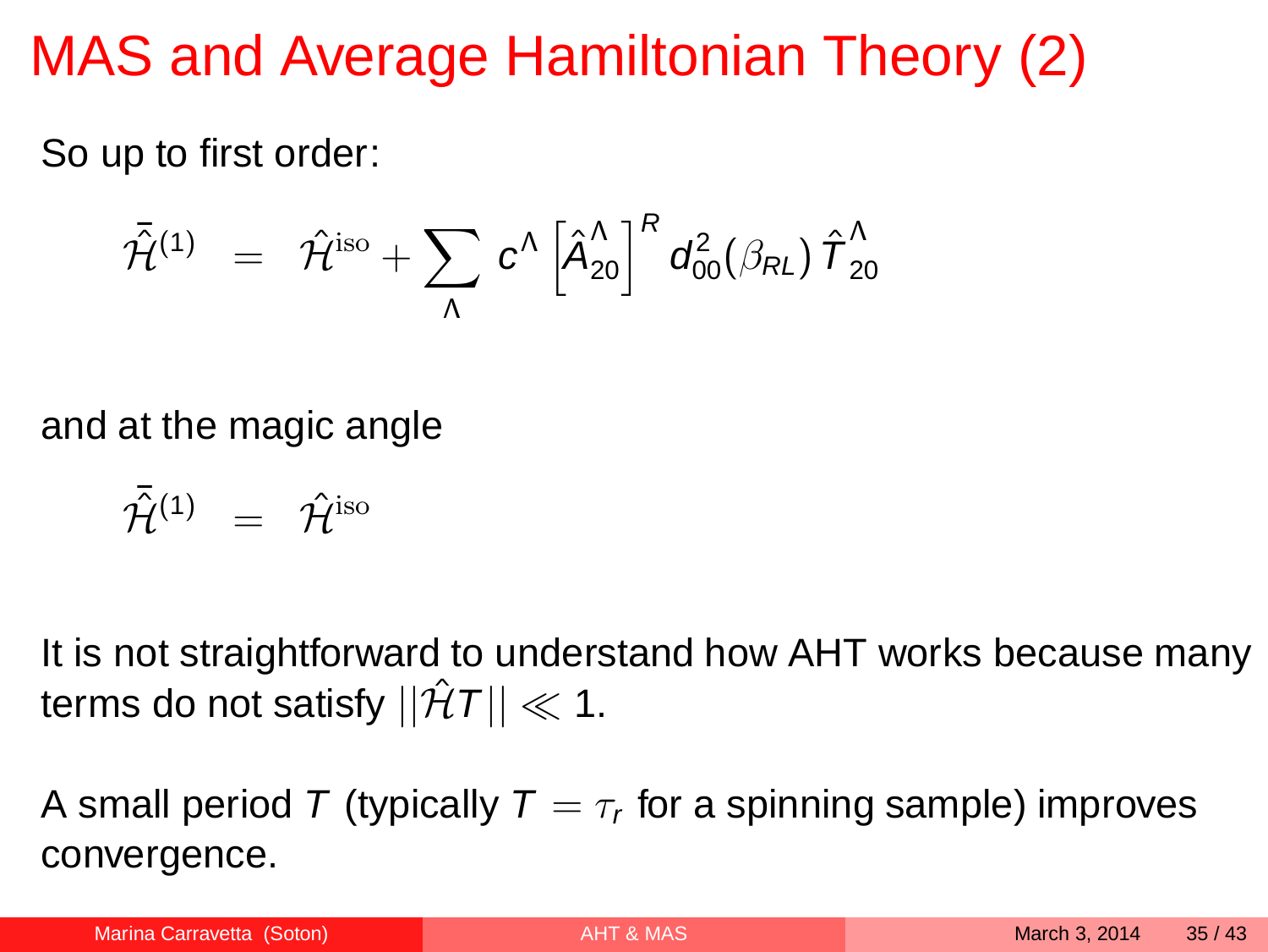# MAS and Average Hamiltonian Theory (2)

So up to first order:

$$\bar{\hat{\mathcal{H}}}^{(1)} = \hat{\mathcal{H}}^{\text{iso}} + \sum_{\Lambda} c^{\Lambda} \left[\hat{A}_{20}^{\Lambda}\right]^{R} d_{00}^{2}(\beta_{RL}) \, \hat{T}_{20}^{\Lambda}$$

and at the magic angle

$$\bar{\hat{\mathcal{H}}}^{(1)} = \hat{\mathcal{H}}^{\text{iso}}$$

It is not straightforward to understand how AHT works because many terms do not satisfy $||\hat{\mathcal{H}}T|| \ll 1$.

A small period $T$ (typically $T = \tau_r$ for a spinning sample) improves convergence.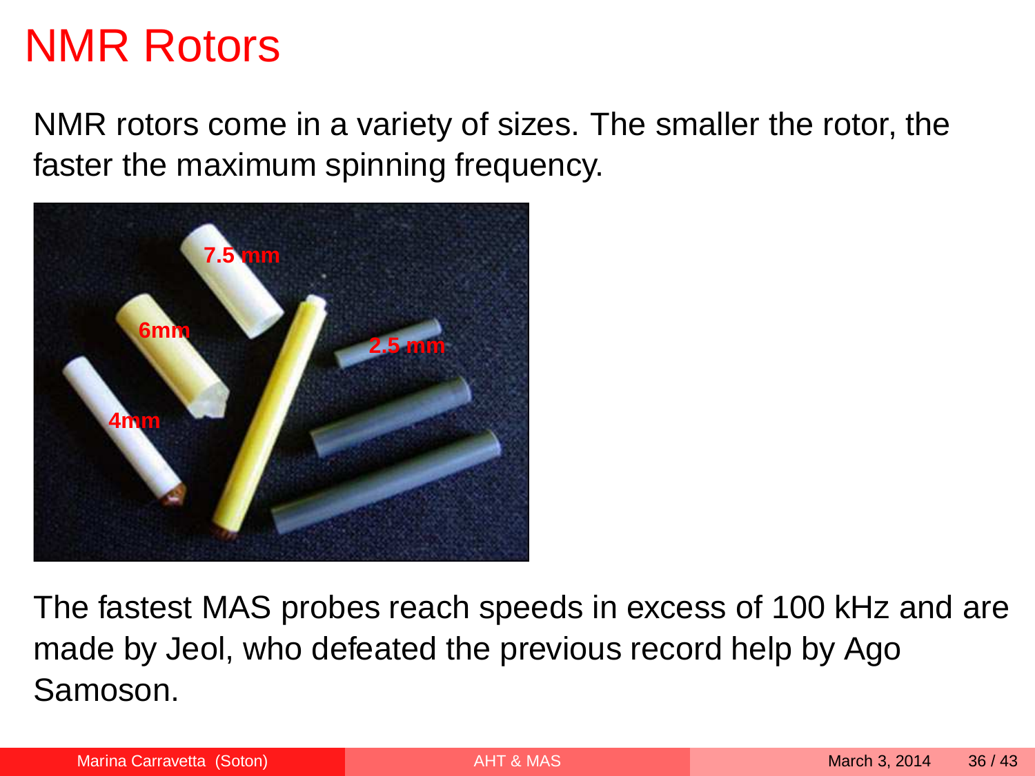# NMR Rotors

NMR rotors come in a variety of sizes. The smaller the rotor, the faster the maximum spinning frequency.

The fastest MAS probes reach speeds in excess of 100 kHz and are made by Jeol, who defeated the previous record help by Ago Samoson.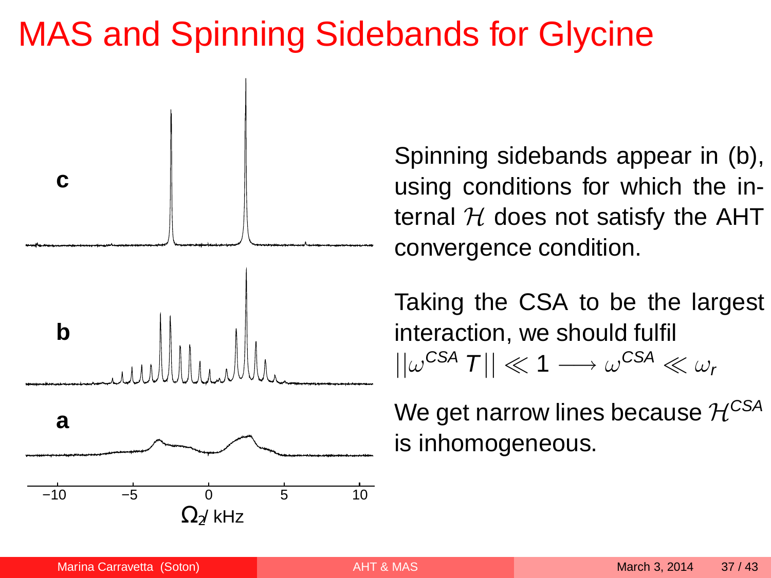# MAS and Spinning Sidebands for Glycine

Spinning sidebands appear in (b), using conditions for which the internal $\mathcal{H}$ does not satisfy the AHT convergence condition.

Taking the CSA to be the largest interaction, we should fulfil
$||\omega^{CSA}T|| \ll 1 \longrightarrow \omega^{CSA} \ll \omega_r$

We get narrow lines because $\mathcal{H}^{CSA}$ is inhomogeneous.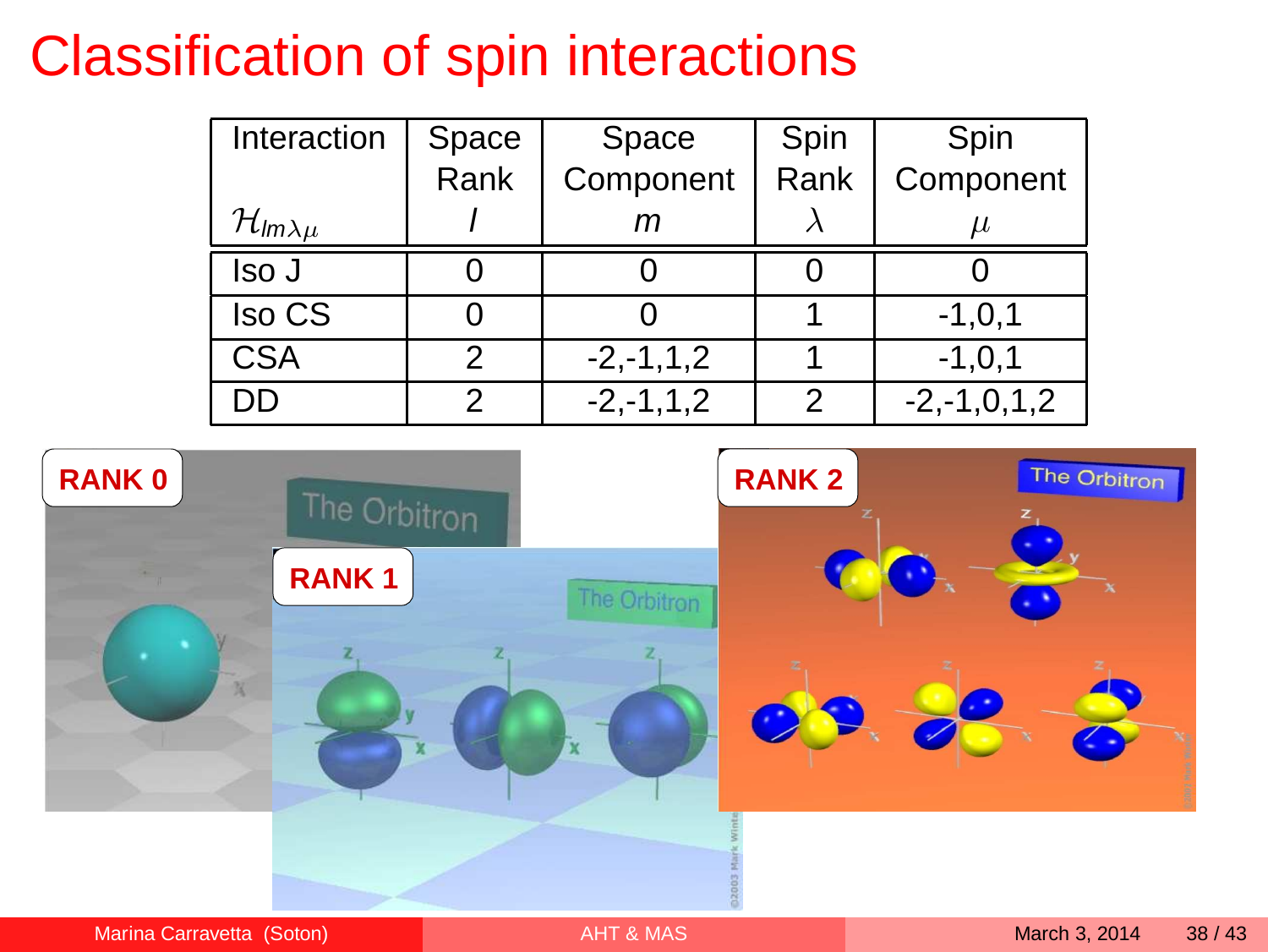# Classification of spin interactions

| Interaction $\mathcal{H}_{lm\lambda\mu}$ | Space Rank $l$ | Space Component $m$ | Spin Rank $\lambda$ | Spin Component $\mu$ |
|---|---|---|---|---|
| Iso J | 0 | 0 | 0 | 0 |
| Iso CS | 0 | 0 | 1 | -1,0,1 |
| CSA | 2 | -2,-1,1,2 | 1 | -1,0,1 |
| DD | 2 | -2,-1,1,2 | 2 | -2,-1,0,1,2 |

RANK 0

RANK 1

RANK 2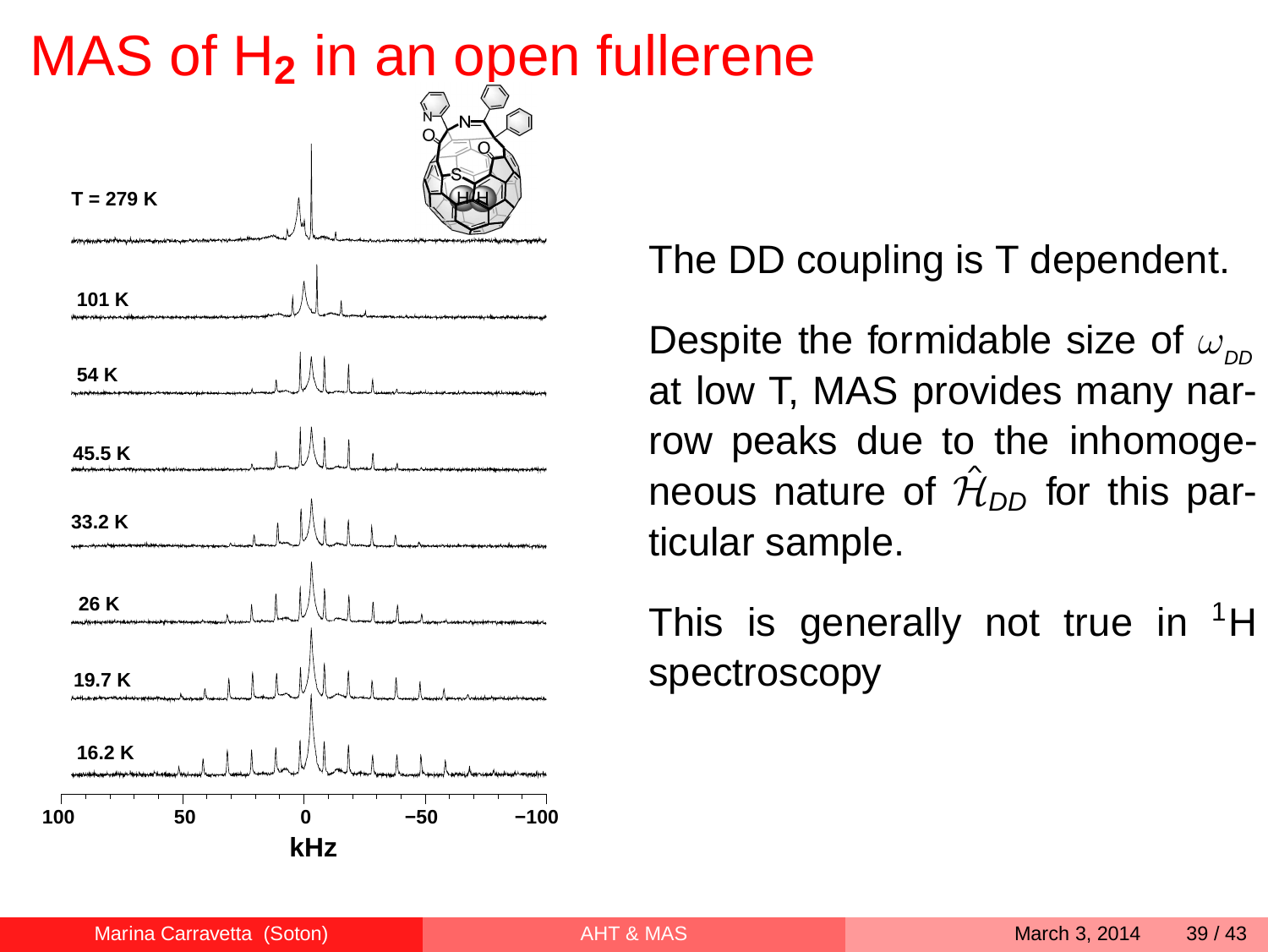# MAS of $H_2$ in an open fullerene

The DD coupling is T dependent.

Despite the formidable size of $\omega_{DD}$ at low T, MAS provides many narrow peaks due to the inhomogeneous nature of $\hat{\mathcal{H}}_{DD}$ for this particular sample.

This is generally not true in $^1$H spectroscopy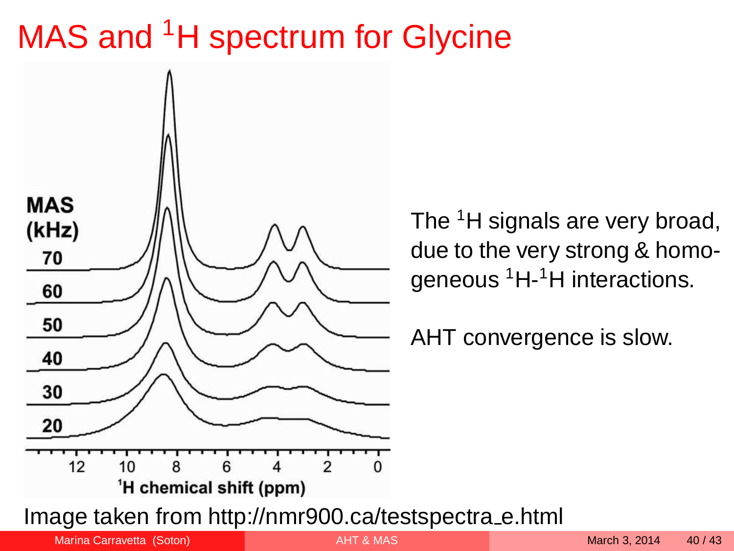# MAS and $^1$H spectrum for Glycine

The $^1$H signals are very broad, due to the very strong & homogeneous $^1$H-$^1$H interactions.

AHT convergence is slow.

Image taken from http://nmr900.ca/testspectra_e.html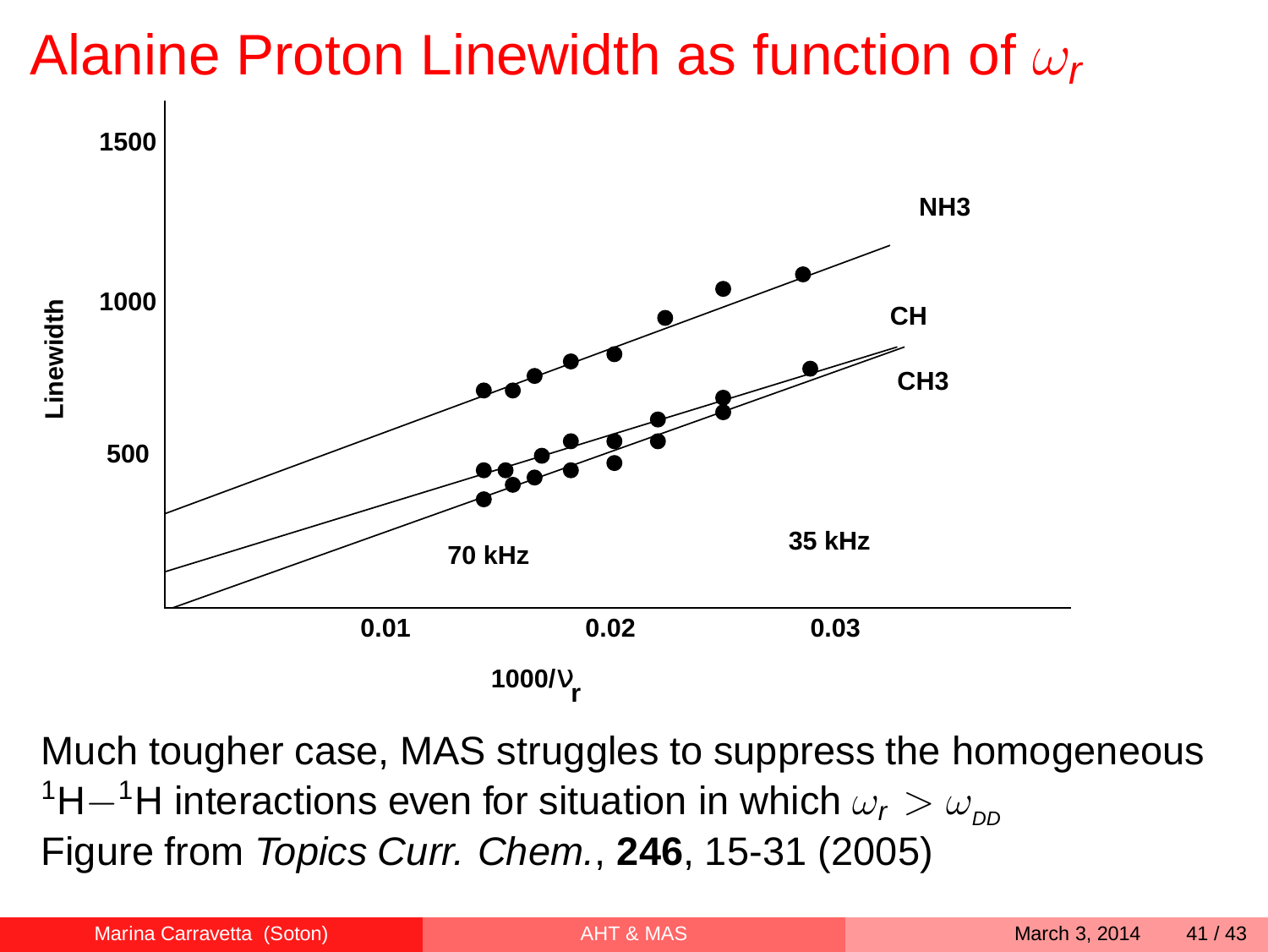# Alanine Proton Linewidth as function of $\omega_r$

Linewidth

1500

1000

500

NH3

CH

CH3

70 kHz

35 kHz

0.01

0.02

0.03

$1000/\nu_r$

Much tougher case, MAS struggles to suppress the homogeneous $^1H-^1H$ interactions even for situation in which $\omega_r > \omega_{DD}$

Figure from *Topics Curr. Chem.*, **246**, 15-31 (2005)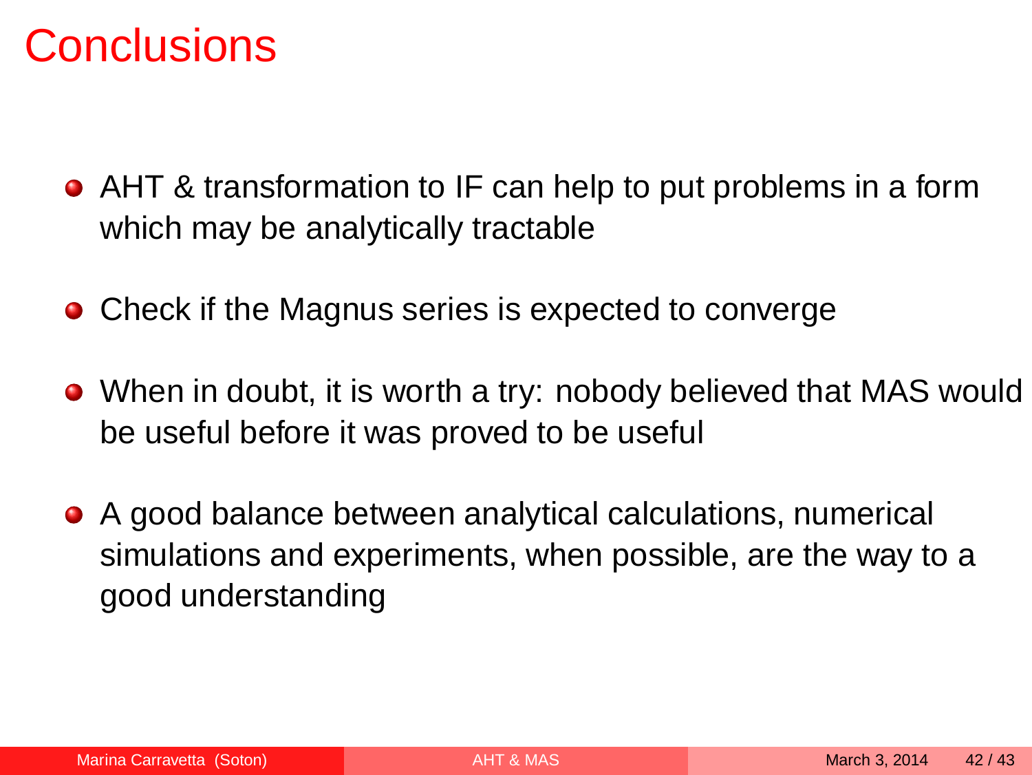# Conclusions

- AHT & transformation to IF can help to put problems in a form which may be analytically tractable
- Check if the Magnus series is expected to converge
- When in doubt, it is worth a try: nobody believed that MAS would be useful before it was proved to be useful
- A good balance between analytical calculations, numerical simulations and experiments, when possible, are the way to a good understanding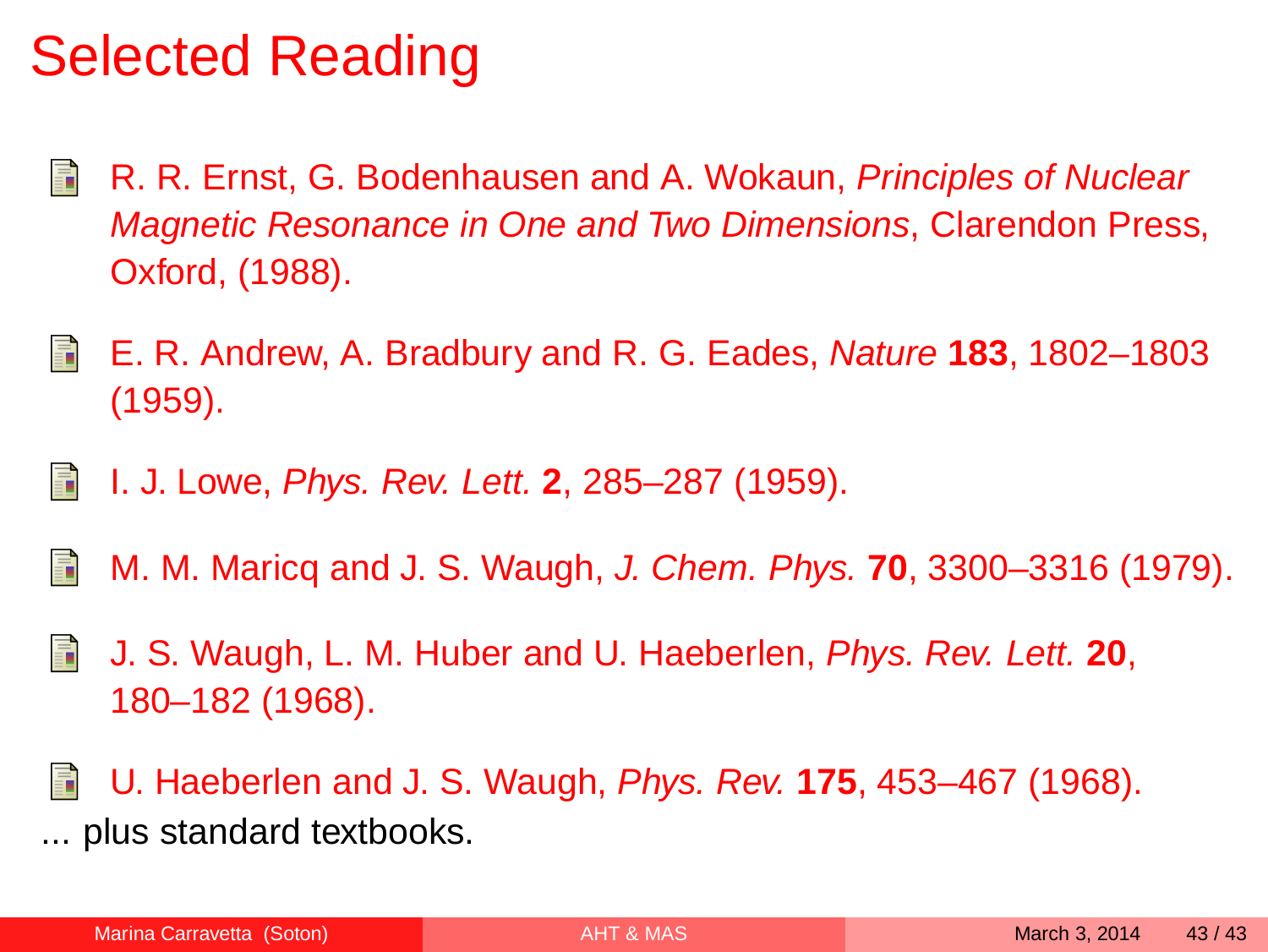# Selected Reading

- R. R. Ernst, G. Bodenhausen and A. Wokaun, *Principles of Nuclear Magnetic Resonance in One and Two Dimensions*, Clarendon Press, Oxford, (1988).
- E. R. Andrew, A. Bradbury and R. G. Eades, *Nature* **183**, 1802–1803 (1959).
- I. J. Lowe, *Phys. Rev. Lett.* **2**, 285–287 (1959).
- M. M. Maricq and J. S. Waugh, *J. Chem. Phys.* **70**, 3300–3316 (1979).
- J. S. Waugh, L. M. Huber and U. Haeberlen, *Phys. Rev. Lett.* **20**, 180–182 (1968).
- U. Haeberlen and J. S. Waugh, *Phys. Rev.* **175**, 453–467 (1968).

... plus standard textbooks.